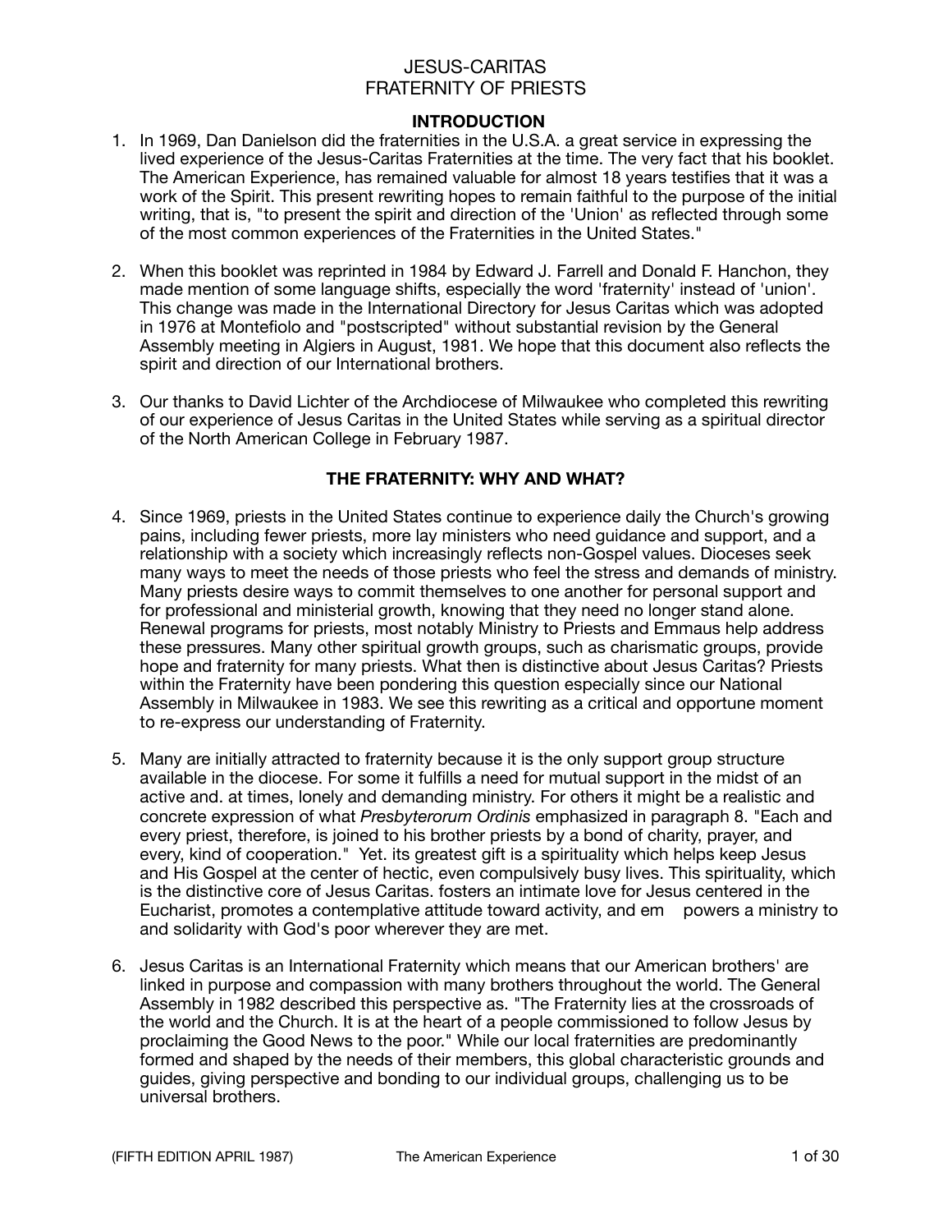# JESUS-CARITAS
# FRATERNITY OF PRIESTS

## INTRODUCTION

1. In 1969, Dan Danielson did the fraternities in the U.S.A. a great service in expressing the lived experience of the Jesus-Caritas Fraternities at the time. The very fact that his booklet. The American Experience, has remained valuable for almost 18 years testifies that it was a work of the Spirit. This present rewriting hopes to remain faithful to the purpose of the initial writing, that is, "to present the spirit and direction of the 'Union' as reflected through some of the most common experiences of the Fraternities in the United States."

2. When this booklet was reprinted in 1984 by Edward J. Farrell and Donald F. Hanchon, they made mention of some language shifts, especially the word 'fraternity' instead of 'union'. This change was made in the International Directory for Jesus Caritas which was adopted in 1976 at Montefiolo and "postscripted" without substantial revision by the General Assembly meeting in Algiers in August, 1981. We hope that this document also reflects the spirit and direction of our International brothers.

3. Our thanks to David Lichter of the Archdiocese of Milwaukee who completed this rewriting of our experience of Jesus Caritas in the United States while serving as a spiritual director of the North American College in February 1987.

## THE FRATERNITY: WHY AND WHAT?

4. Since 1969, priests in the United States continue to experience daily the Church's growing pains, including fewer priests, more lay ministers who need guidance and support, and a relationship with a society which increasingly reflects non-Gospel values. Dioceses seek many ways to meet the needs of those priests who feel the stress and demands of ministry. Many priests desire ways to commit themselves to one another for personal support and for professional and ministerial growth, knowing that they need no longer stand alone. Renewal programs for priests, most notably Ministry to Priests and Emmaus help address these pressures. Many other spiritual growth groups, such as charismatic groups, provide hope and fraternity for many priests. What then is distinctive about Jesus Caritas? Priests within the Fraternity have been pondering this question especially since our National Assembly in Milwaukee in 1983. We see this rewriting as a critical and opportune moment to re-express our understanding of Fraternity.

5. Many are initially attracted to fraternity because it is the only support group structure available in the diocese. For some it fulfills a need for mutual support in the midst of an active and. at times, lonely and demanding ministry. For others it might be a realistic and concrete expression of what *Presbyterorum Ordinis* emphasized in paragraph 8. "Each and every priest, therefore, is joined to his brother priests by a bond of charity, prayer, and every, kind of cooperation." Yet. its greatest gift is a spirituality which helps keep Jesus and His Gospel at the center of hectic, even compulsively busy lives. This spirituality, which is the distinctive core of Jesus Caritas. fosters an intimate love for Jesus centered in the Eucharist, promotes a contemplative attitude toward activity, and em powers a ministry to and solidarity with God's poor wherever they are met.

6. Jesus Caritas is an International Fraternity which means that our American brothers' are linked in purpose and compassion with many brothers throughout the world. The General Assembly in 1982 described this perspective as. "The Fraternity lies at the crossroads of the world and the Church. It is at the heart of a people commissioned to follow Jesus by proclaiming the Good News to the poor." While our local fraternities are predominantly formed and shaped by the needs of their members, this global characteristic grounds and guides, giving perspective and bonding to our individual groups, challenging us to be universal brothers.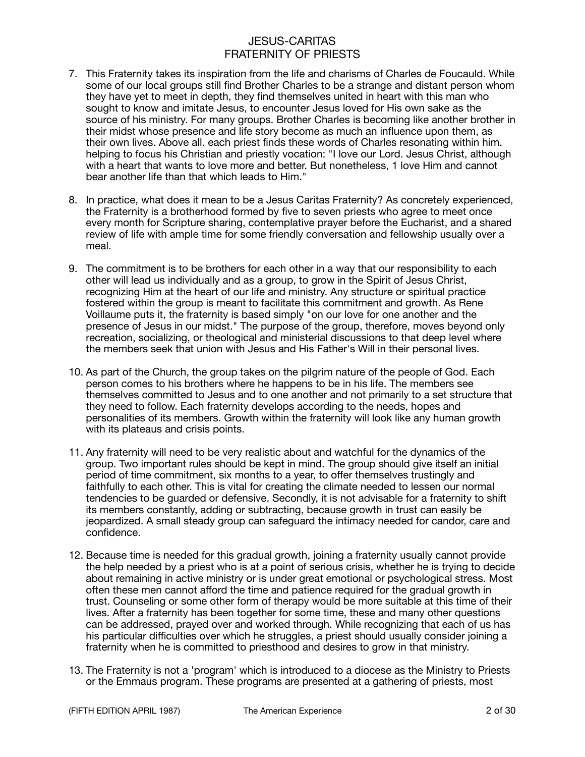7. This Fraternity takes its inspiration from the life and charisms of Charles de Foucauld. While some of our local groups still find Brother Charles to be a strange and distant person whom they have yet to meet in depth, they find themselves united in heart with this man who sought to know and imitate Jesus, to encounter Jesus loved for His own sake as the source of his ministry. For many groups. Brother Charles is becoming like another brother in their midst whose presence and life story become as much an influence upon them, as their own lives. Above all. each priest finds these words of Charles resonating within him. helping to focus his Christian and priestly vocation: "I love our Lord. Jesus Christ, although with a heart that wants to love more and better. But nonetheless, 1 love Him and cannot bear another life than that which leads to Him."

8. In practice, what does it mean to be a Jesus Caritas Fraternity? As concretely experienced, the Fraternity is a brotherhood formed by five to seven priests who agree to meet once every month for Scripture sharing, contemplative prayer before the Eucharist, and a shared review of life with ample time for some friendly conversation and fellowship usually over a meal.

9. The commitment is to be brothers for each other in a way that our responsibility to each other will lead us individually and as a group, to grow in the Spirit of Jesus Christ, recognizing Him at the heart of our life and ministry. Any structure or spiritual practice fostered within the group is meant to facilitate this commitment and growth. As Rene Voillaume puts it, the fraternity is based simply "on our love for one another and the presence of Jesus in our midst." The purpose of the group, therefore, moves beyond only recreation, socializing, or theological and ministerial discussions to that deep level where the members seek that union with Jesus and His Father's Will in their personal lives.

10. As part of the Church, the group takes on the pilgrim nature of the people of God. Each person comes to his brothers where he happens to be in his life. The members see themselves committed to Jesus and to one another and not primarily to a set structure that they need to follow. Each fraternity develops according to the needs, hopes and personalities of its members. Growth within the fraternity will look like any human growth with its plateaus and crisis points.

11. Any fraternity will need to be very realistic about and watchful for the dynamics of the group. Two important rules should be kept in mind. The group should give itself an initial period of time commitment, six months to a year, to offer themselves trustingly and faithfully to each other. This is vital for creating the climate needed to lessen our normal tendencies to be guarded or defensive. Secondly, it is not advisable for a fraternity to shift its members constantly, adding or subtracting, because growth in trust can easily be jeopardized. A small steady group can safeguard the intimacy needed for candor, care and confidence.

12. Because time is needed for this gradual growth, joining a fraternity usually cannot provide the help needed by a priest who is at a point of serious crisis, whether he is trying to decide about remaining in active ministry or is under great emotional or psychological stress. Most often these men cannot afford the time and patience required for the gradual growth in trust. Counseling or some other form of therapy would be more suitable at this time of their lives. After a fraternity has been together for some time, these and many other questions can be addressed, prayed over and worked through. While recognizing that each of us has his particular difficulties over which he struggles, a priest should usually consider joining a fraternity when he is committed to priesthood and desires to grow in that ministry.

13. The Fraternity is not a 'program' which is introduced to a diocese as the Ministry to Priests or the Emmaus program. These programs are presented at a gathering of priests, most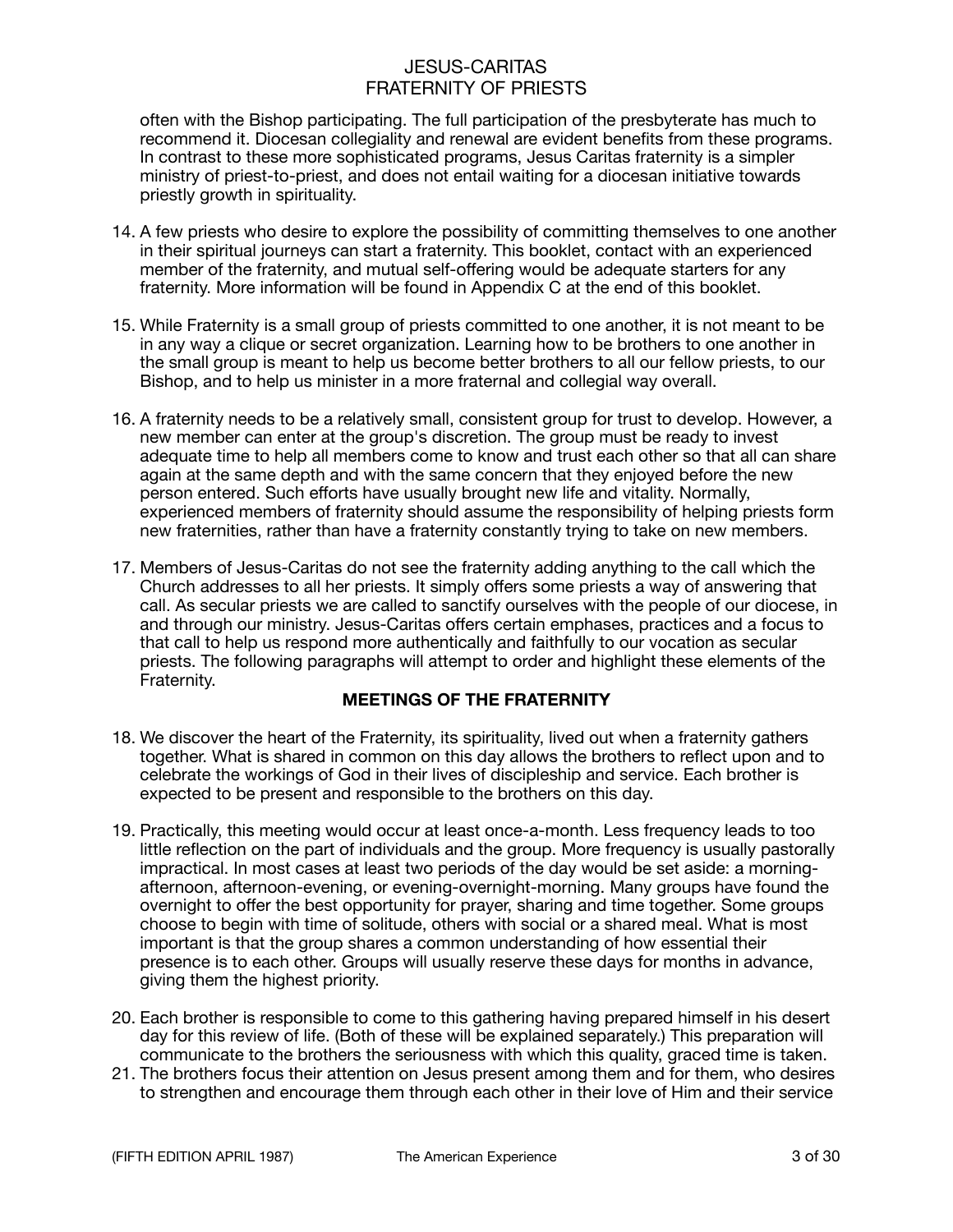often with the Bishop participating. The full participation of the presbyterate has much to recommend it. Diocesan collegiality and renewal are evident benefits from these programs. In contrast to these more sophisticated programs, Jesus Caritas fraternity is a simpler ministry of priest-to-priest, and does not entail waiting for a diocesan initiative towards priestly growth in spirituality.

14. A few priests who desire to explore the possibility of committing themselves to one another in their spiritual journeys can start a fraternity. This booklet, contact with an experienced member of the fraternity, and mutual self-offering would be adequate starters for any fraternity. More information will be found in Appendix C at the end of this booklet.

15. While Fraternity is a small group of priests committed to one another, it is not meant to be in any way a clique or secret organization. Learning how to be brothers to one another in the small group is meant to help us become better brothers to all our fellow priests, to our Bishop, and to help us minister in a more fraternal and collegial way overall.

16. A fraternity needs to be a relatively small, consistent group for trust to develop. However, a new member can enter at the group's discretion. The group must be ready to invest adequate time to help all members come to know and trust each other so that all can share again at the same depth and with the same concern that they enjoyed before the new person entered. Such efforts have usually brought new life and vitality. Normally, experienced members of fraternity should assume the responsibility of helping priests form new fraternities, rather than have a fraternity constantly trying to take on new members.

17. Members of Jesus-Caritas do not see the fraternity adding anything to the call which the Church addresses to all her priests. It simply offers some priests a way of answering that call. As secular priests we are called to sanctify ourselves with the people of our diocese, in and through our ministry. Jesus-Caritas offers certain emphases, practices and a focus to that call to help us respond more authentically and faithfully to our vocation as secular priests. The following paragraphs will attempt to order and highlight these elements of the Fraternity.

**MEETINGS OF THE FRATERNITY**

18. We discover the heart of the Fraternity, its spirituality, lived out when a fraternity gathers together. What is shared in common on this day allows the brothers to reflect upon and to celebrate the workings of God in their lives of discipleship and service. Each brother is expected to be present and responsible to the brothers on this day.

19. Practically, this meeting would occur at least once-a-month. Less frequency leads to too little reflection on the part of individuals and the group. More frequency is usually pastorally impractical. In most cases at least two periods of the day would be set aside: a morning-afternoon, afternoon-evening, or evening-overnight-morning. Many groups have found the overnight to offer the best opportunity for prayer, sharing and time together. Some groups choose to begin with time of solitude, others with social or a shared meal. What is most important is that the group shares a common understanding of how essential their presence is to each other. Groups will usually reserve these days for months in advance, giving them the highest priority.

20. Each brother is responsible to come to this gathering having prepared himself in his desert day for this review of life. (Both of these will be explained separately.) This preparation will communicate to the brothers the seriousness with which this quality, graced time is taken.

21. The brothers focus their attention on Jesus present among them and for them, who desires to strengthen and encourage them through each other in their love of Him and their service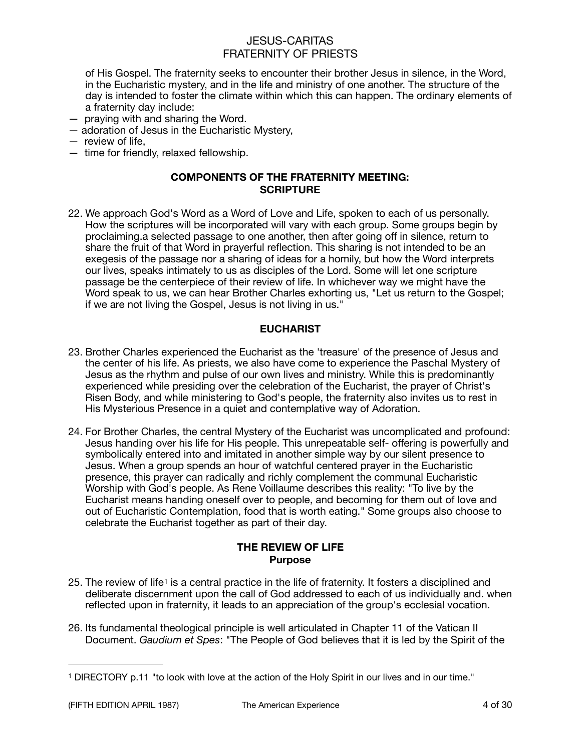of His Gospel. The fraternity seeks to encounter their brother Jesus in silence, in the Word, in the Eucharistic mystery, and in the life and ministry of one another. The structure of the day is intended to foster the climate within which this can happen. The ordinary elements of a fraternity day include:

— praying with and sharing the Word.
— adoration of Jesus in the Eucharistic Mystery,
— review of life,
— time for friendly, relaxed fellowship.

## COMPONENTS OF THE FRATERNITY MEETING: SCRIPTURE

22. We approach God's Word as a Word of Love and Life, spoken to each of us personally. How the scriptures will be incorporated will vary with each group. Some groups begin by proclaiming.a selected passage to one another, then after going off in silence, return to share the fruit of that Word in prayerful reflection. This sharing is not intended to be an exegesis of the passage nor a sharing of ideas for a homily, but how the Word interprets our lives, speaks intimately to us as disciples of the Lord. Some will let one scripture passage be the centerpiece of their review of life. In whichever way we might have the Word speak to us, we can hear Brother Charles exhorting us, "Let us return to the Gospel; if we are not living the Gospel, Jesus is not living in us."

## EUCHARIST

23. Brother Charles experienced the Eucharist as the 'treasure' of the presence of Jesus and the center of his life. As priests, we also have come to experience the Paschal Mystery of Jesus as the rhythm and pulse of our own lives and ministry. While this is predominantly experienced while presiding over the celebration of the Eucharist, the prayer of Christ's Risen Body, and while ministering to God's people, the fraternity also invites us to rest in His Mysterious Presence in a quiet and contemplative way of Adoration.

24. For Brother Charles, the central Mystery of the Eucharist was uncomplicated and profound: Jesus handing over his life for His people. This unrepeatable self- offering is powerfully and symbolically entered into and imitated in another simple way by our silent presence to Jesus. When a group spends an hour of watchful centered prayer in the Eucharistic presence, this prayer can radically and richly complement the communal Eucharistic Worship with God's people. As Rene Voillaume describes this reality: "To live by the Eucharist means handing oneself over to people, and becoming for them out of love and out of Eucharistic Contemplation, food that is worth eating." Some groups also choose to celebrate the Eucharist together as part of their day.

## THE REVIEW OF LIFE

### Purpose

25. The review of life[1] is a central practice in the life of fraternity. It fosters a disciplined and deliberate discernment upon the call of God addressed to each of us individually and. when reflected upon in fraternity, it leads to an appreciation of the group's ecclesial vocation.

26. Its fundamental theological principle is well articulated in Chapter 11 of the Vatican II Document. *Gaudium et Spes*: "The People of God believes that it is led by the Spirit of the

---

[1] DIRECTORY p.11 "to look with love at the action of the Holy Spirit in our lives and in our time."

(FIFTH EDITION APRIL 1987) The American Experience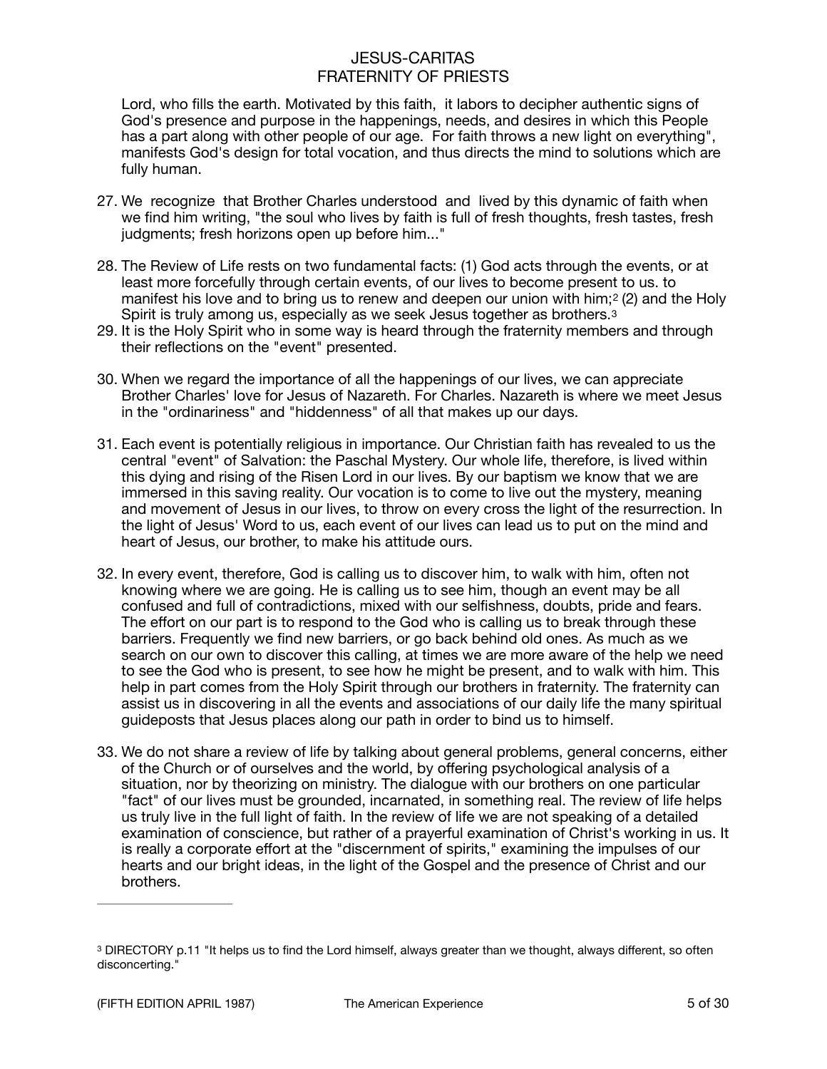Lord, who fills the earth. Motivated by this faith, it labors to decipher authentic signs of God's presence and purpose in the happenings, needs, and desires in which this People has a part along with other people of our age. For faith throws a new light on everything", manifests God's design for total vocation, and thus directs the mind to solutions which are fully human.

27. We recognize that Brother Charles understood and lived by this dynamic of faith when we find him writing, "the soul who lives by faith is full of fresh thoughts, fresh tastes, fresh judgments; fresh horizons open up before him..."

28. The Review of Life rests on two fundamental facts: (1) God acts through the events, or at least more forcefully through certain events, of our lives to become present to us. to manifest his love and to bring us to renew and deepen our union with him;[2] (2) and the Holy Spirit is truly among us, especially as we seek Jesus together as brothers.[3]

29. It is the Holy Spirit who in some way is heard through the fraternity members and through their reflections on the "event" presented.

30. When we regard the importance of all the happenings of our lives, we can appreciate Brother Charles' love for Jesus of Nazareth. For Charles. Nazareth is where we meet Jesus in the "ordinariness" and "hiddenness" of all that makes up our days.

31. Each event is potentially religious in importance. Our Christian faith has revealed to us the central "event" of Salvation: the Paschal Mystery. Our whole life, therefore, is lived within this dying and rising of the Risen Lord in our lives. By our baptism we know that we are immersed in this saving reality. Our vocation is to come to live out the mystery, meaning and movement of Jesus in our lives, to throw on every cross the light of the resurrection. In the light of Jesus' Word to us, each event of our lives can lead us to put on the mind and heart of Jesus, our brother, to make his attitude ours.

32. In every event, therefore, God is calling us to discover him, to walk with him, often not knowing where we are going. He is calling us to see him, though an event may be all confused and full of contradictions, mixed with our selfishness, doubts, pride and fears. The effort on our part is to respond to the God who is calling us to break through these barriers. Frequently we find new barriers, or go back behind old ones. As much as we search on our own to discover this calling, at times we are more aware of the help we need to see the God who is present, to see how he might be present, and to walk with him. This help in part comes from the Holy Spirit through our brothers in fraternity. The fraternity can assist us in discovering in all the events and associations of our daily life the many spiritual guideposts that Jesus places along our path in order to bind us to himself.

33. We do not share a review of life by talking about general problems, general concerns, either of the Church or of ourselves and the world, by offering psychological analysis of a situation, nor by theorizing on ministry. The dialogue with our brothers on one particular "fact" of our lives must be grounded, incarnated, in something real. The review of life helps us truly live in the full light of faith. In the review of life we are not speaking of a detailed examination of conscience, but rather of a prayerful examination of Christ's working in us. It is really a corporate effort at the "discernment of spirits," examining the impulses of our hearts and our bright ideas, in the light of the Gospel and the presence of Christ and our brothers.

---

[3] DIRECTORY p.11 "It helps us to find the Lord himself, always greater than we thought, always different, so often disconcerting."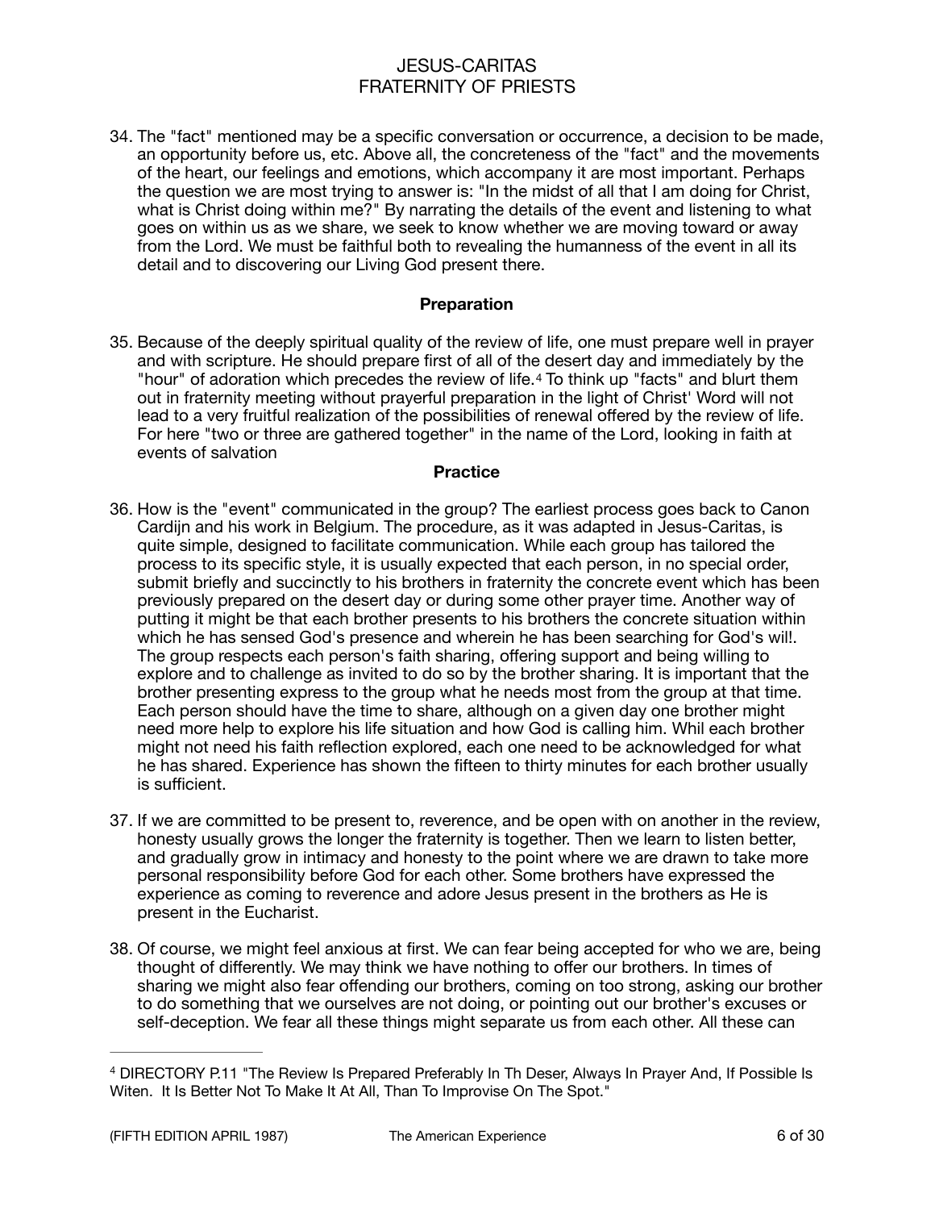34. The "fact" mentioned may be a specific conversation or occurrence, a decision to be made, an opportunity before us, etc. Above all, the concreteness of the "fact" and the movements of the heart, our feelings and emotions, which accompany it are most important. Perhaps the question we are most trying to answer is: "In the midst of all that I am doing for Christ, what is Christ doing within me?" By narrating the details of the event and listening to what goes on within us as we share, we seek to know whether we are moving toward or away from the Lord. We must be faithful both to revealing the humanness of the event in all its detail and to discovering our Living God present there.

### Preparation

35. Because of the deeply spiritual quality of the review of life, one must prepare well in prayer and with scripture. He should prepare first of all of the desert day and immediately by the "hour" of adoration which precedes the review of life.[4] To think up "facts" and blurt them out in fraternity meeting without prayerful preparation in the light of Christ' Word will not lead to a very fruitful realization of the possibilities of renewal offered by the review of life. For here "two or three are gathered together" in the name of the Lord, looking in faith at events of salvation

### Practice

36. How is the "event" communicated in the group? The earliest process goes back to Canon Cardijn and his work in Belgium. The procedure, as it was adapted in Jesus-Caritas, is quite simple, designed to facilitate communication. While each group has tailored the process to its specific style, it is usually expected that each person, in no special order, submit briefly and succinctly to his brothers in fraternity the concrete event which has been previously prepared on the desert day or during some other prayer time. Another way of putting it might be that each brother presents to his brothers the concrete situation within which he has sensed God's presence and wherein he has been searching for God's will. The group respects each person's faith sharing, offering support and being willing to explore and to challenge as invited to do so by the brother sharing. It is important that the brother presenting express to the group what he needs most from the group at that time. Each person should have the time to share, although on a given day one brother might need more help to explore his life situation and how God is calling him. Whil each brother might not need his faith reflection explored, each one need to be acknowledged for what he has shared. Experience has shown the fifteen to thirty minutes for each brother usually is sufficient.

37. If we are committed to be present to, reverence, and be open with on another in the review, honesty usually grows the longer the fraternity is together. Then we learn to listen better, and gradually grow in intimacy and honesty to the point where we are drawn to take more personal responsibility before God for each other. Some brothers have expressed the experience as coming to reverence and adore Jesus present in the brothers as He is present in the Eucharist.

38. Of course, we might feel anxious at first. We can fear being accepted for who we are, being thought of differently. We may think we have nothing to offer our brothers. In times of sharing we might also fear offending our brothers, coming on too strong, asking our brother to do something that we ourselves are not doing, or pointing out our brother's excuses or self-deception. We fear all these things might separate us from each other. All these can

---

[4] DIRECTORY P.11 "The Review Is Prepared Preferably In Th Deser, Always In Prayer And, If Possible Is Witen. It Is Better Not To Make It At All, Than To Improvise On The Spot."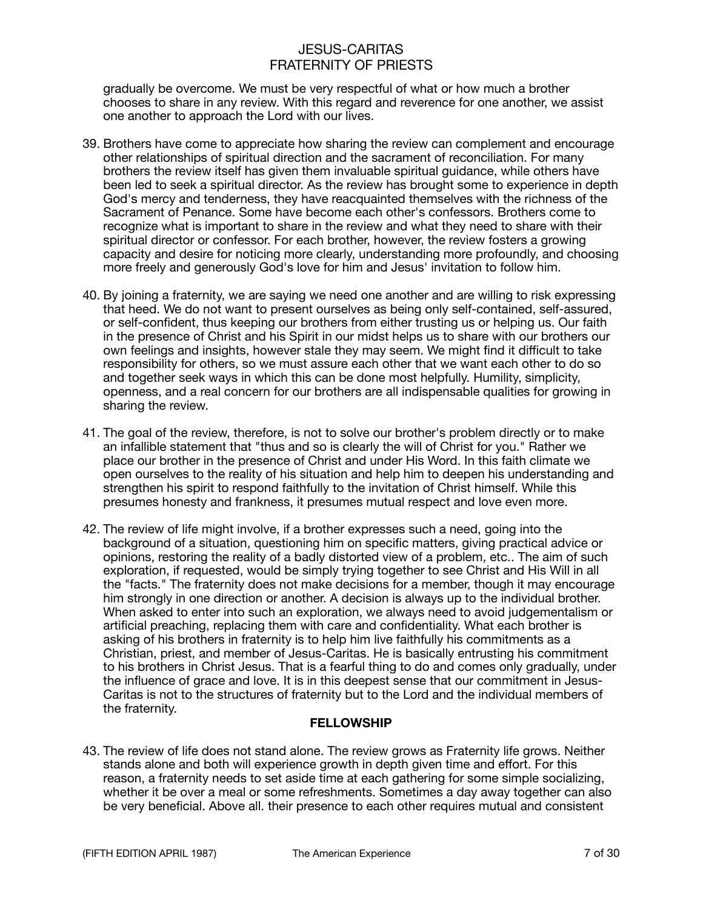gradually be overcome. We must be very respectful of what or how much a brother chooses to share in any review. With this regard and reverence for one another, we assist one another to approach the Lord with our lives.

39. Brothers have come to appreciate how sharing the review can complement and encourage other relationships of spiritual direction and the sacrament of reconciliation. For many brothers the review itself has given them invaluable spiritual guidance, while others have been led to seek a spiritual director. As the review has brought some to experience in depth God's mercy and tenderness, they have reacquainted themselves with the richness of the Sacrament of Penance. Some have become each other's confessors. Brothers come to recognize what is important to share in the review and what they need to share with their spiritual director or confessor. For each brother, however, the review fosters a growing capacity and desire for noticing more clearly, understanding more profoundly, and choosing more freely and generously God's love for him and Jesus' invitation to follow him.

40. By joining a fraternity, we are saying we need one another and are willing to risk expressing that need. We do not want to present ourselves as being only self-contained, self-assured, or self-confident, thus keeping our brothers from either trusting us or helping us. Our faith in the presence of Christ and his Spirit in our midst helps us to share with our brothers our own feelings and insights, however stale they may seem. We might find it difficult to take responsibility for others, so we must assure each other that we want each other to do so and together seek ways in which this can be done most helpfully. Humility, simplicity, openness, and a real concern for our brothers are all indispensable qualities for growing in sharing the review.

41. The goal of the review, therefore, is not to solve our brother's problem directly or to make an infallible statement that "thus and so is clearly the will of Christ for you." Rather we place our brother in the presence of Christ and under His Word. In this faith climate we open ourselves to the reality of his situation and help him to deepen his understanding and strengthen his spirit to respond faithfully to the invitation of Christ himself. While this presumes honesty and frankness, it presumes mutual respect and love even more.

42. The review of life might involve, if a brother expresses such a need, going into the background of a situation, questioning him on specific matters, giving practical advice or opinions, restoring the reality of a badly distorted view of a problem, etc.. The aim of such exploration, if requested, would be simply trying together to see Christ and His Will in all the "facts." The fraternity does not make decisions for a member, though it may encourage him strongly in one direction or another. A decision is always up to the individual brother. When asked to enter into such an exploration, we always need to avoid judgementalism or artificial preaching, replacing them with care and confidentiality. What each brother is asking of his brothers in fraternity is to help him live faithfully his commitments as a Christian, priest, and member of Jesus-Caritas. He is basically entrusting his commitment to his brothers in Christ Jesus. That is a fearful thing to do and comes only gradually, under the influence of grace and love. It is in this deepest sense that our commitment in Jesus-Caritas is not to the structures of fraternity but to the Lord and the individual members of the fraternity.

**FELLOWSHIP**

43. The review of life does not stand alone. The review grows as Fraternity life grows. Neither stands alone and both will experience growth in depth given time and effort. For this reason, a fraternity needs to set aside time at each gathering for some simple socializing, whether it be over a meal or some refreshments. Sometimes a day away together can also be very beneficial. Above all. their presence to each other requires mutual and consistent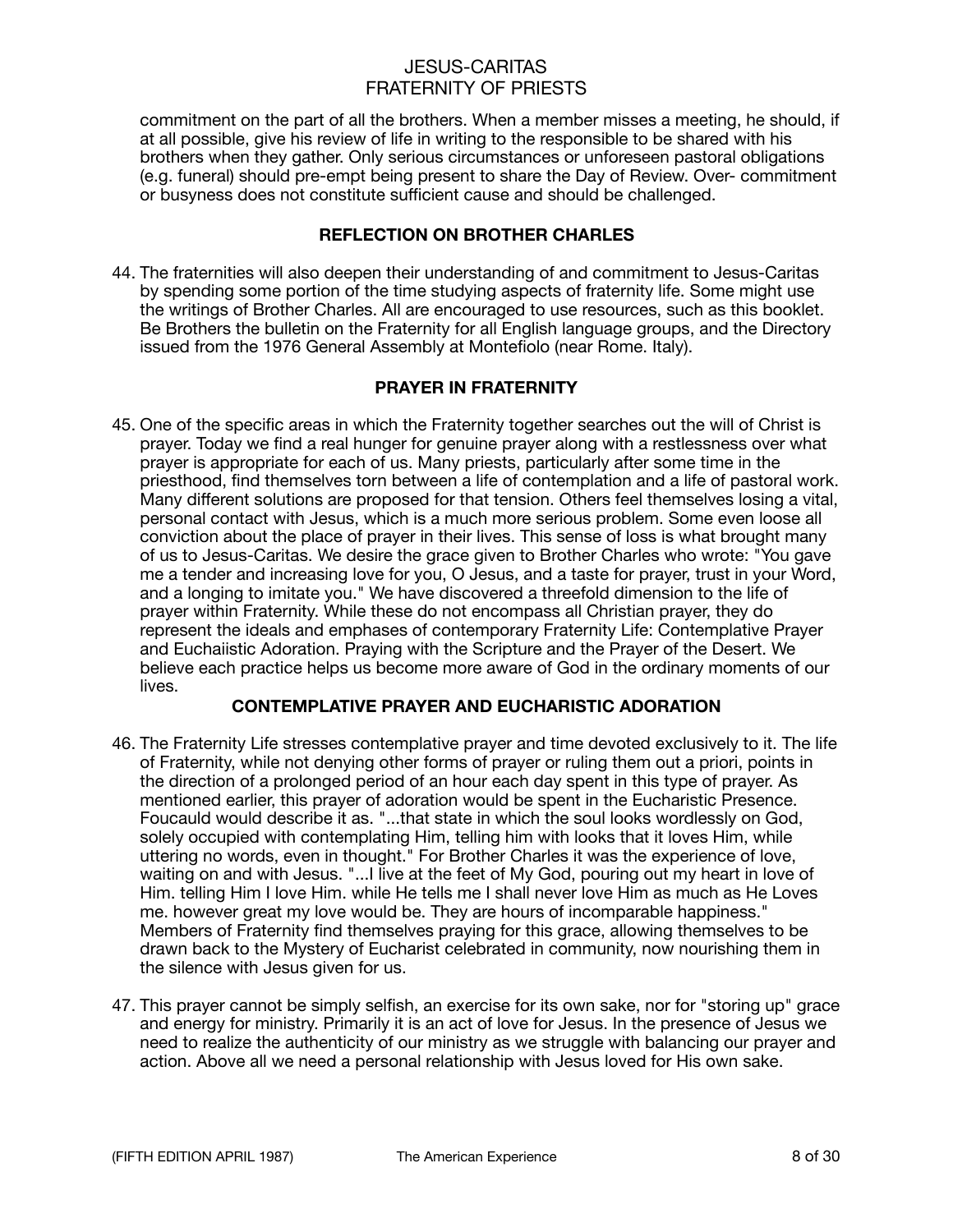commitment on the part of all the brothers. When a member misses a meeting, he should, if at all possible, give his review of life in writing to the responsible to be shared with his brothers when they gather. Only serious circumstances or unforeseen pastoral obligations (e.g. funeral) should pre-empt being present to share the Day of Review. Over- commitment or busyness does not constitute sufficient cause and should be challenged.

### REFLECTION ON BROTHER CHARLES

44. The fraternities will also deepen their understanding of and commitment to Jesus-Caritas by spending some portion of the time studying aspects of fraternity life. Some might use the writings of Brother Charles. All are encouraged to use resources, such as this booklet. Be Brothers the bulletin on the Fraternity for all English language groups, and the Directory issued from the 1976 General Assembly at Montefiolo (near Rome. Italy).

### PRAYER IN FRATERNITY

45. One of the specific areas in which the Fraternity together searches out the will of Christ is prayer. Today we find a real hunger for genuine prayer along with a restlessness over what prayer is appropriate for each of us. Many priests, particularly after some time in the priesthood, find themselves torn between a life of contemplation and a life of pastoral work. Many different solutions are proposed for that tension. Others feel themselves losing a vital, personal contact with Jesus, which is a much more serious problem. Some even loose all conviction about the place of prayer in their lives. This sense of loss is what brought many of us to Jesus-Caritas. We desire the grace given to Brother Charles who wrote: "You gave me a tender and increasing love for you, O Jesus, and a taste for prayer, trust in your Word, and a longing to imitate you." We have discovered a threefold dimension to the life of prayer within Fraternity. While these do not encompass all Christian prayer, they do represent the ideals and emphases of contemporary Fraternity Life: Contemplative Prayer and Euchaiistic Adoration. Praying with the Scripture and the Prayer of the Desert. We believe each practice helps us become more aware of God in the ordinary moments of our lives.

### CONTEMPLATIVE PRAYER AND EUCHARISTIC ADORATION

46. The Fraternity Life stresses contemplative prayer and time devoted exclusively to it. The life of Fraternity, while not denying other forms of prayer or ruling them out a priori, points in the direction of a prolonged period of an hour each day spent in this type of prayer. As mentioned earlier, this prayer of adoration would be spent in the Eucharistic Presence. Foucauld would describe it as. "...that state in which the soul looks wordlessly on God, solely occupied with contemplating Him, telling him with looks that it loves Him, while uttering no words, even in thought." For Brother Charles it was the experience of love, waiting on and with Jesus. "...I live at the feet of My God, pouring out my heart in love of Him. telling Him I love Him. while He tells me I shall never love Him as much as He Loves me. however great my love would be. They are hours of incomparable happiness." Members of Fraternity find themselves praying for this grace, allowing themselves to be drawn back to the Mystery of Eucharist celebrated in community, now nourishing them in the silence with Jesus given for us.

47. This prayer cannot be simply selfish, an exercise for its own sake, nor for "storing up" grace and energy for ministry. Primarily it is an act of love for Jesus. In the presence of Jesus we need to realize the authenticity of our ministry as we struggle with balancing our prayer and action. Above all we need a personal relationship with Jesus loved for His own sake.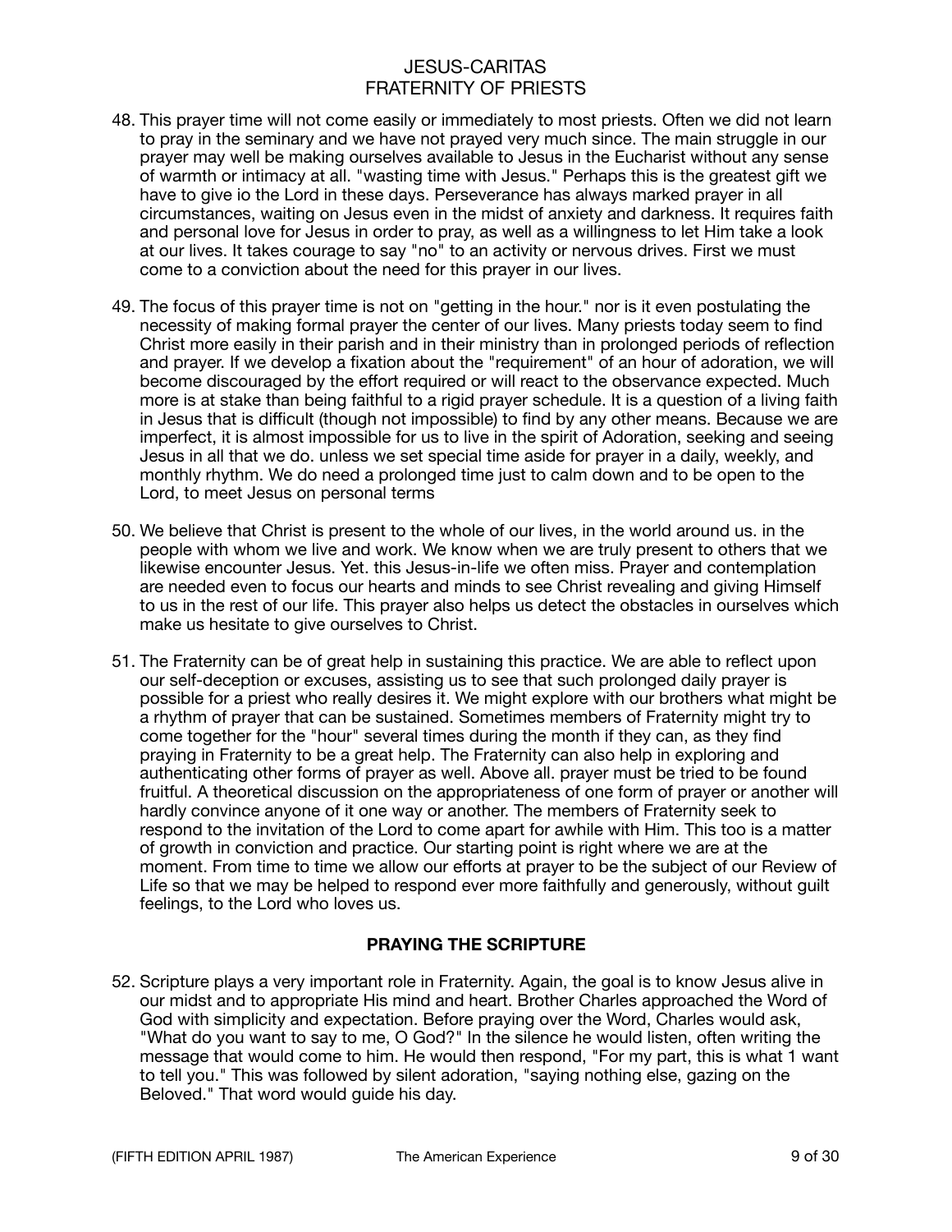48. This prayer time will not come easily or immediately to most priests. Often we did not learn to pray in the seminary and we have not prayed very much since. The main struggle in our prayer may well be making ourselves available to Jesus in the Eucharist without any sense of warmth or intimacy at all. "wasting time with Jesus." Perhaps this is the greatest gift we have to give io the Lord in these days. Perseverance has always marked prayer in all circumstances, waiting on Jesus even in the midst of anxiety and darkness. It requires faith and personal love for Jesus in order to pray, as well as a willingness to let Him take a look at our lives. It takes courage to say "no" to an activity or nervous drives. First we must come to a conviction about the need for this prayer in our lives.

49. The focus of this prayer time is not on "getting in the hour." nor is it even postulating the necessity of making formal prayer the center of our lives. Many priests today seem to find Christ more easily in their parish and in their ministry than in prolonged periods of reflection and prayer. If we develop a fixation about the "requirement" of an hour of adoration, we will become discouraged by the effort required or will react to the observance expected. Much more is at stake than being faithful to a rigid prayer schedule. It is a question of a living faith in Jesus that is difficult (though not impossible) to find by any other means. Because we are imperfect, it is almost impossible for us to live in the spirit of Adoration, seeking and seeing Jesus in all that we do. unless we set special time aside for prayer in a daily, weekly, and monthly rhythm. We do need a prolonged time just to calm down and to be open to the Lord, to meet Jesus on personal terms

50. We believe that Christ is present to the whole of our lives, in the world around us. in the people with whom we live and work. We know when we are truly present to others that we likewise encounter Jesus. Yet. this Jesus-in-life we often miss. Prayer and contemplation are needed even to focus our hearts and minds to see Christ revealing and giving Himself to us in the rest of our life. This prayer also helps us detect the obstacles in ourselves which make us hesitate to give ourselves to Christ.

51. The Fraternity can be of great help in sustaining this practice. We are able to reflect upon our self-deception or excuses, assisting us to see that such prolonged daily prayer is possible for a priest who really desires it. We might explore with our brothers what might be a rhythm of prayer that can be sustained. Sometimes members of Fraternity might try to come together for the "hour" several times during the month if they can, as they find praying in Fraternity to be a great help. The Fraternity can also help in exploring and authenticating other forms of prayer as well. Above all. prayer must be tried to be found fruitful. A theoretical discussion on the appropriateness of one form of prayer or another will hardly convince anyone of it one way or another. The members of Fraternity seek to respond to the invitation of the Lord to come apart for awhile with Him. This too is a matter of growth in conviction and practice. Our starting point is right where we are at the moment. From time to time we allow our efforts at prayer to be the subject of our Review of Life so that we may be helped to respond ever more faithfully and generously, without guilt feelings, to the Lord who loves us.

### PRAYING THE SCRIPTURE

52. Scripture plays a very important role in Fraternity. Again, the goal is to know Jesus alive in our midst and to appropriate His mind and heart. Brother Charles approached the Word of God with simplicity and expectation. Before praying over the Word, Charles would ask, "What do you want to say to me, O God?" In the silence he would listen, often writing the message that would come to him. He would then respond, "For my part, this is what 1 want to tell you." This was followed by silent adoration, "saying nothing else, gazing on the Beloved." That word would guide his day.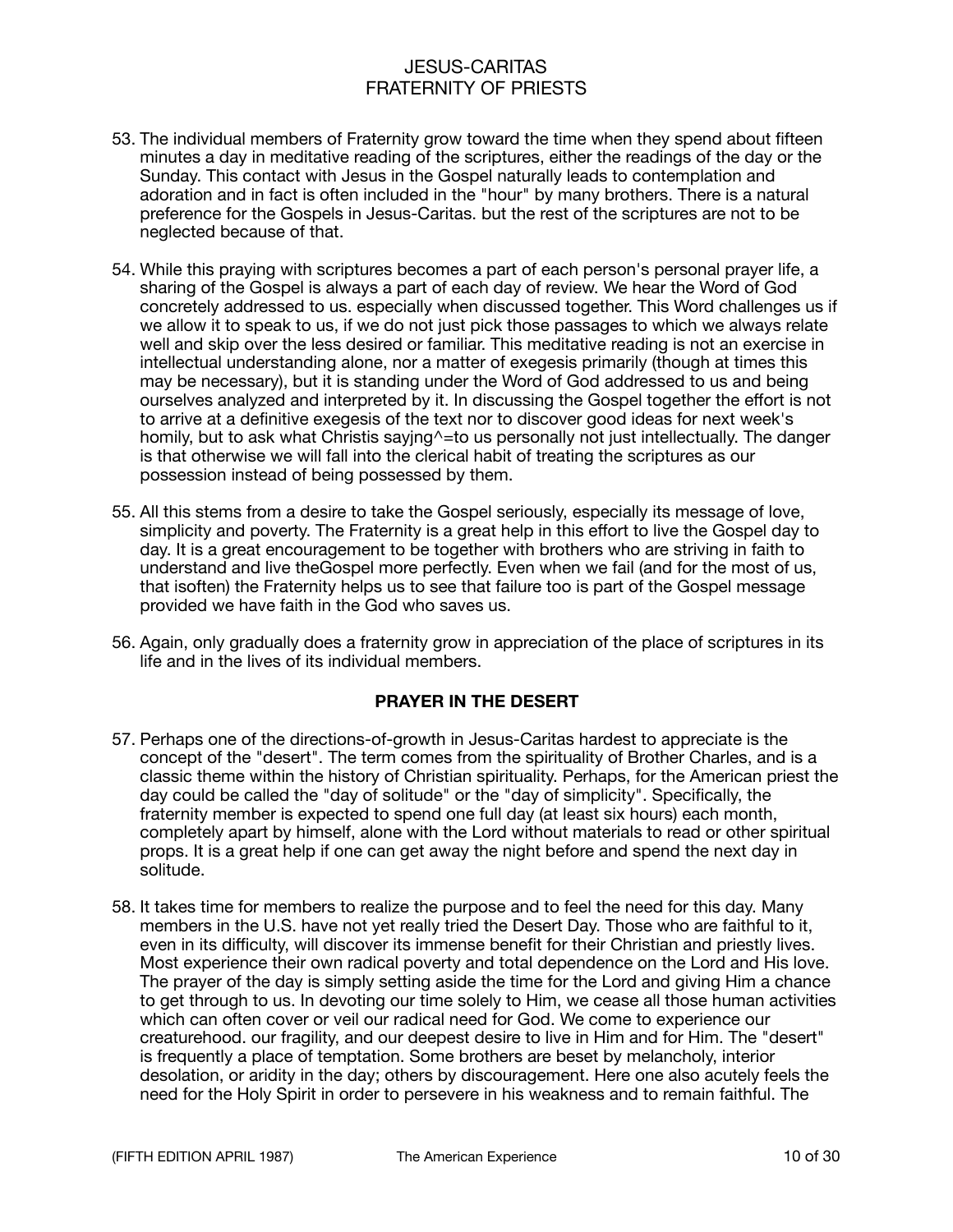53. The individual members of Fraternity grow toward the time when they spend about fifteen minutes a day in meditative reading of the scriptures, either the readings of the day or the Sunday. This contact with Jesus in the Gospel naturally leads to contemplation and adoration and in fact is often included in the "hour" by many brothers. There is a natural preference for the Gospels in Jesus-Caritas. but the rest of the scriptures are not to be neglected because of that.

54. While this praying with scriptures becomes a part of each person's personal prayer life, a sharing of the Gospel is always a part of each day of review. We hear the Word of God concretely addressed to us. especially when discussed together. This Word challenges us if we allow it to speak to us, if we do not just pick those passages to which we always relate well and skip over the less desired or familiar. This meditative reading is not an exercise in intellectual understanding alone, nor a matter of exegesis primarily (though at times this may be necessary), but it is standing under the Word of God addressed to us and being ourselves analyzed and interpreted by it. In discussing the Gospel together the effort is not to arrive at a definitive exegesis of the text nor to discover good ideas for next week's homily, but to ask what Christis sayjng^=to us personally not just intellectually. The danger is that otherwise we will fall into the clerical habit of treating the scriptures as our possession instead of being possessed by them.

55. All this stems from a desire to take the Gospel seriously, especially its message of love, simplicity and poverty. The Fraternity is a great help in this effort to live the Gospel day to day. It is a great encouragement to be together with brothers who are striving in faith to understand and live theGospel more perfectly. Even when we fail (and for the most of us, that isoften) the Fraternity helps us to see that failure too is part of the Gospel message provided we have faith in the God who saves us.

56. Again, only gradually does a fraternity grow in appreciation of the place of scriptures in its life and in the lives of its individual members.

### PRAYER IN THE DESERT

57. Perhaps one of the directions-of-growth in Jesus-Caritas hardest to appreciate is the concept of the "desert". The term comes from the spirituality of Brother Charles, and is a classic theme within the history of Christian spirituality. Perhaps, for the American priest the day could be called the "day of solitude" or the "day of simplicity". Specifically, the fraternity member is expected to spend one full day (at least six hours) each month, completely apart by himself, alone with the Lord without materials to read or other spiritual props. It is a great help if one can get away the night before and spend the next day in solitude.

58. It takes time for members to realize the purpose and to feel the need for this day. Many members in the U.S. have not yet really tried the Desert Day. Those who are faithful to it, even in its difficulty, will discover its immense benefit for their Christian and priestly lives. Most experience their own radical poverty and total dependence on the Lord and His love. The prayer of the day is simply setting aside the time for the Lord and giving Him a chance to get through to us. In devoting our time solely to Him, we cease all those human activities which can often cover or veil our radical need for God. We come to experience our creaturehood. our fragility, and our deepest desire to live in Him and for Him. The "desert" is frequently a place of temptation. Some brothers are beset by melancholy, interior desolation, or aridity in the day; others by discouragement. Here one also acutely feels the need for the Holy Spirit in order to persevere in his weakness and to remain faithful. The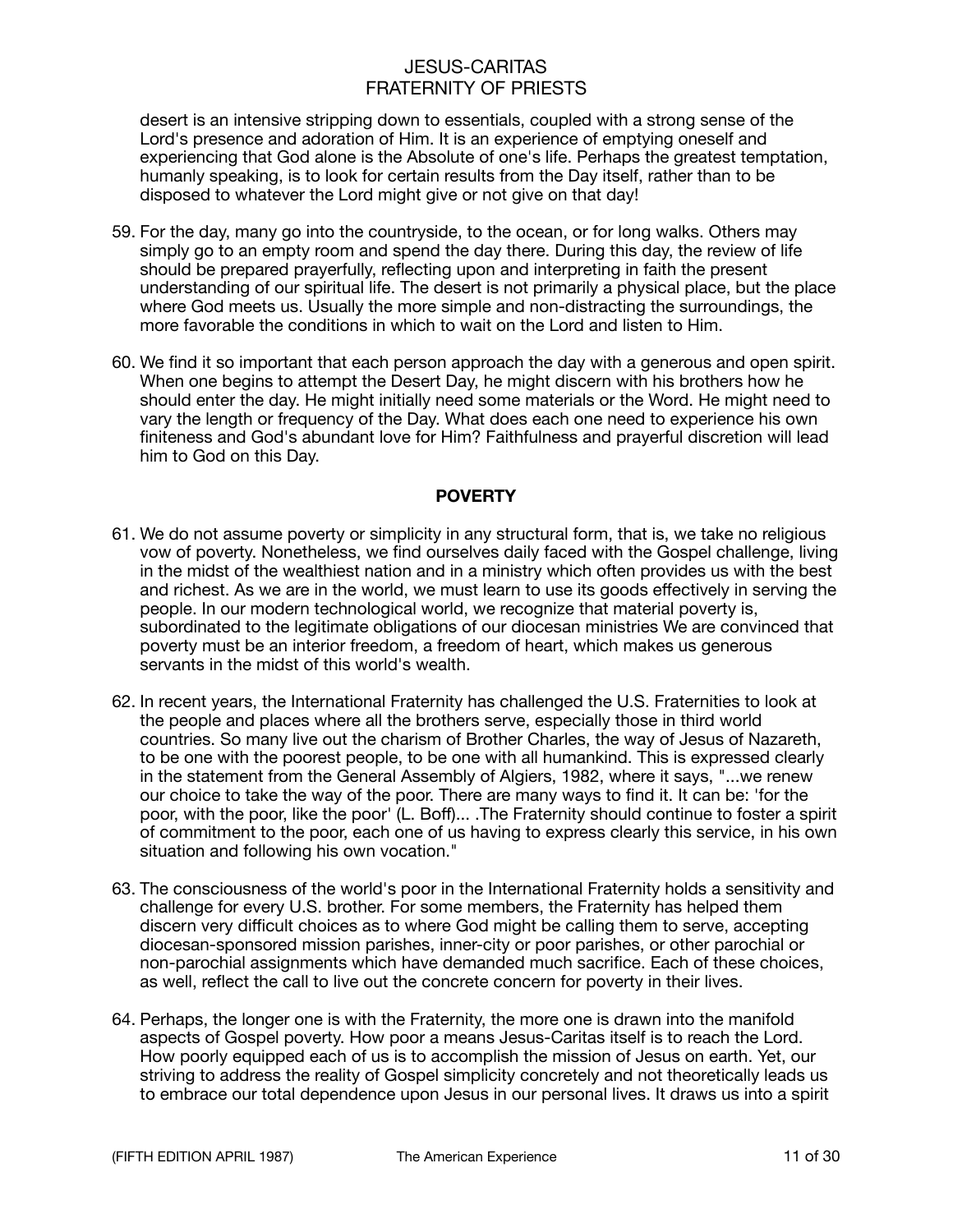desert is an intensive stripping down to essentials, coupled with a strong sense of the Lord's presence and adoration of Him. It is an experience of emptying oneself and experiencing that God alone is the Absolute of one's life. Perhaps the greatest temptation, humanly speaking, is to look for certain results from the Day itself, rather than to be disposed to whatever the Lord might give or not give on that day!

59. For the day, many go into the countryside, to the ocean, or for long walks. Others may simply go to an empty room and spend the day there. During this day, the review of life should be prepared prayerfully, reflecting upon and interpreting in faith the present understanding of our spiritual life. The desert is not primarily a physical place, but the place where God meets us. Usually the more simple and non-distracting the surroundings, the more favorable the conditions in which to wait on the Lord and listen to Him.

60. We find it so important that each person approach the day with a generous and open spirit. When one begins to attempt the Desert Day, he might discern with his brothers how he should enter the day. He might initially need some materials or the Word. He might need to vary the length or frequency of the Day. What does each one need to experience his own finiteness and God's abundant love for Him? Faithfulness and prayerful discretion will lead him to God on this Day.

## POVERTY

61. We do not assume poverty or simplicity in any structural form, that is, we take no religious vow of poverty. Nonetheless, we find ourselves daily faced with the Gospel challenge, living in the midst of the wealthiest nation and in a ministry which often provides us with the best and richest. As we are in the world, we must learn to use its goods effectively in serving the people. In our modern technological world, we recognize that material poverty is, subordinated to the legitimate obligations of our diocesan ministries We are convinced that poverty must be an interior freedom, a freedom of heart, which makes us generous servants in the midst of this world's wealth.

62. In recent years, the International Fraternity has challenged the U.S. Fraternities to look at the people and places where all the brothers serve, especially those in third world countries. So many live out the charism of Brother Charles, the way of Jesus of Nazareth, to be one with the poorest people, to be one with all humankind. This is expressed clearly in the statement from the General Assembly of Algiers, 1982, where it says, "...we renew our choice to take the way of the poor. There are many ways to find it. It can be: 'for the poor, with the poor, like the poor' (L. Boff)... .The Fraternity should continue to foster a spirit of commitment to the poor, each one of us having to express clearly this service, in his own situation and following his own vocation."

63. The consciousness of the world's poor in the International Fraternity holds a sensitivity and challenge for every U.S. brother. For some members, the Fraternity has helped them discern very difficult choices as to where God might be calling them to serve, accepting diocesan-sponsored mission parishes, inner-city or poor parishes, or other parochial or non-parochial assignments which have demanded much sacrifice. Each of these choices, as well, reflect the call to live out the concrete concern for poverty in their lives.

64. Perhaps, the longer one is with the Fraternity, the more one is drawn into the manifold aspects of Gospel poverty. How poor a means Jesus-Caritas itself is to reach the Lord. How poorly equipped each of us is to accomplish the mission of Jesus on earth. Yet, our striving to address the reality of Gospel simplicity concretely and not theoretically leads us to embrace our total dependence upon Jesus in our personal lives. It draws us into a spirit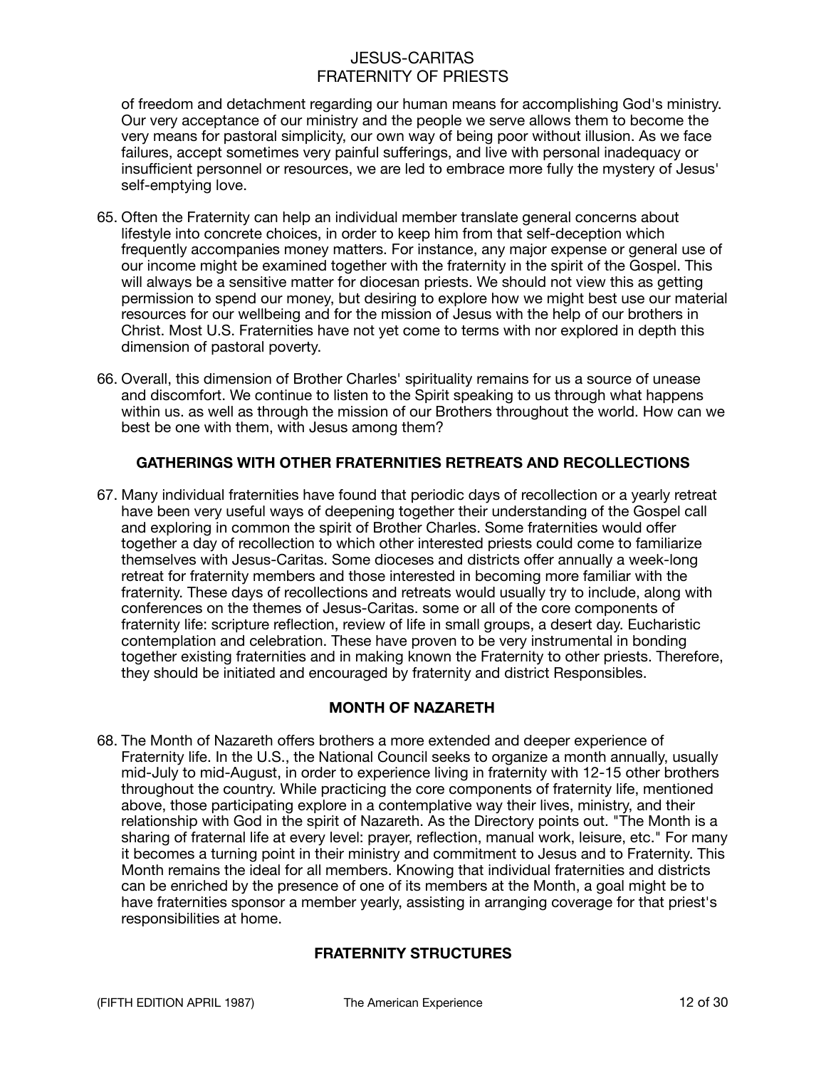of freedom and detachment regarding our human means for accomplishing God's ministry. Our very acceptance of our ministry and the people we serve allows them to become the very means for pastoral simplicity, our own way of being poor without illusion. As we face failures, accept sometimes very painful sufferings, and live with personal inadequacy or insufficient personnel or resources, we are led to embrace more fully the mystery of Jesus' self-emptying love.

65. Often the Fraternity can help an individual member translate general concerns about lifestyle into concrete choices, in order to keep him from that self-deception which frequently accompanies money matters. For instance, any major expense or general use of our income might be examined together with the fraternity in the spirit of the Gospel. This will always be a sensitive matter for diocesan priests. We should not view this as getting permission to spend our money, but desiring to explore how we might best use our material resources for our wellbeing and for the mission of Jesus with the help of our brothers in Christ. Most U.S. Fraternities have not yet come to terms with nor explored in depth this dimension of pastoral poverty.

66. Overall, this dimension of Brother Charles' spirituality remains for us a source of unease and discomfort. We continue to listen to the Spirit speaking to us through what happens within us. as well as through the mission of our Brothers throughout the world. How can we best be one with them, with Jesus among them?

## GATHERINGS WITH OTHER FRATERNITIES RETREATS AND RECOLLECTIONS

67. Many individual fraternities have found that periodic days of recollection or a yearly retreat have been very useful ways of deepening together their understanding of the Gospel call and exploring in common the spirit of Brother Charles. Some fraternities would offer together a day of recollection to which other interested priests could come to familiarize themselves with Jesus-Caritas. Some dioceses and districts offer annually a week-long retreat for fraternity members and those interested in becoming more familiar with the fraternity. These days of recollections and retreats would usually try to include, along with conferences on the themes of Jesus-Caritas. some or all of the core components of fraternity life: scripture reflection, review of life in small groups, a desert day. Eucharistic contemplation and celebration. These have proven to be very instrumental in bonding together existing fraternities and in making known the Fraternity to other priests. Therefore, they should be initiated and encouraged by fraternity and district Responsibles.

## MONTH OF NAZARETH

68. The Month of Nazareth offers brothers a more extended and deeper experience of Fraternity life. In the U.S., the National Council seeks to organize a month annually, usually mid-July to mid-August, in order to experience living in fraternity with 12-15 other brothers throughout the country. While practicing the core components of fraternity life, mentioned above, those participating explore in a contemplative way their lives, ministry, and their relationship with God in the spirit of Nazareth. As the Directory points out. "The Month is a sharing of fraternal life at every level: prayer, reflection, manual work, leisure, etc." For many it becomes a turning point in their ministry and commitment to Jesus and to Fraternity. This Month remains the ideal for all members. Knowing that individual fraternities and districts can be enriched by the presence of one of its members at the Month, a goal might be to have fraternities sponsor a member yearly, assisting in arranging coverage for that priest's responsibilities at home.

## FRATERNITY STRUCTURES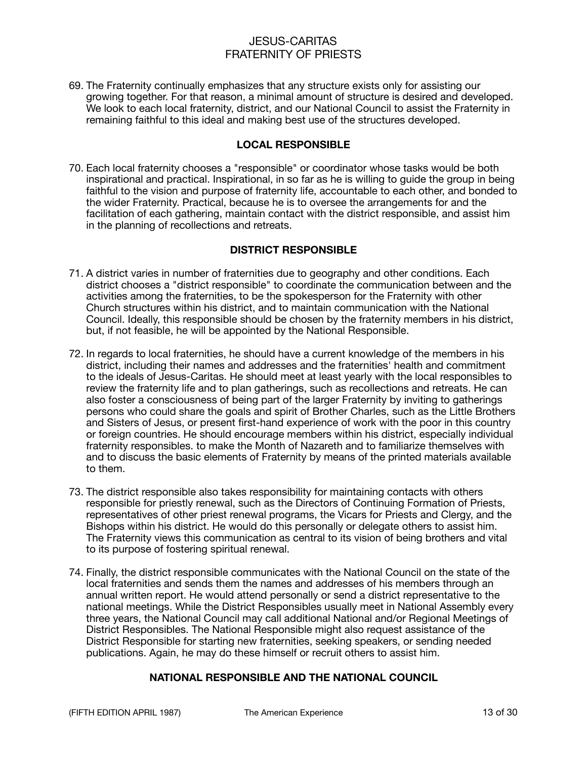69. The Fraternity continually emphasizes that any structure exists only for assisting our growing together. For that reason, a minimal amount of structure is desired and developed. We look to each local fraternity, district, and our National Council to assist the Fraternity in remaining faithful to this ideal and making best use of the structures developed.

## LOCAL RESPONSIBLE

70. Each local fraternity chooses a "responsible" or coordinator whose tasks would be both inspirational and practical. Inspirational, in so far as he is willing to guide the group in being faithful to the vision and purpose of fraternity life, accountable to each other, and bonded to the wider Fraternity. Practical, because he is to oversee the arrangements for and the facilitation of each gathering, maintain contact with the district responsible, and assist him in the planning of recollections and retreats.

## DISTRICT RESPONSIBLE

71. A district varies in number of fraternities due to geography and other conditions. Each district chooses a "district responsible" to coordinate the communication between and the activities among the fraternities, to be the spokesperson for the Fraternity with other Church structures within his district, and to maintain communication with the National Council. Ideally, this responsible should be chosen by the fraternity members in his district, but, if not feasible, he will be appointed by the National Responsible.

72. In regards to local fraternities, he should have a current knowledge of the members in his district, including their names and addresses and the fraternities' health and commitment to the ideals of Jesus-Caritas. He should meet at least yearly with the local responsibles to review the fraternity life and to plan gatherings, such as recollections and retreats. He can also foster a consciousness of being part of the larger Fraternity by inviting to gatherings persons who could share the goals and spirit of Brother Charles, such as the Little Brothers and Sisters of Jesus, or present first-hand experience of work with the poor in this country or foreign countries. He should encourage members within his district, especially individual fraternity responsibles. to make the Month of Nazareth and to familiarize themselves with and to discuss the basic elements of Fraternity by means of the printed materials available to them.

73. The district responsible also takes responsibility for maintaining contacts with others responsible for priestly renewal, such as the Directors of Continuing Formation of Priests, representatives of other priest renewal programs, the Vicars for Priests and Clergy, and the Bishops within his district. He would do this personally or delegate others to assist him. The Fraternity views this communication as central to its vision of being brothers and vital to its purpose of fostering spiritual renewal.

74. Finally, the district responsible communicates with the National Council on the state of the local fraternities and sends them the names and addresses of his members through an annual written report. He would attend personally or send a district representative to the national meetings. While the District Responsibles usually meet in National Assembly every three years, the National Council may call additional National and/or Regional Meetings of District Responsibles. The National Responsible might also request assistance of the District Responsible for starting new fraternities, seeking speakers, or sending needed publications. Again, he may do these himself or recruit others to assist him.

## NATIONAL RESPONSIBLE AND THE NATIONAL COUNCIL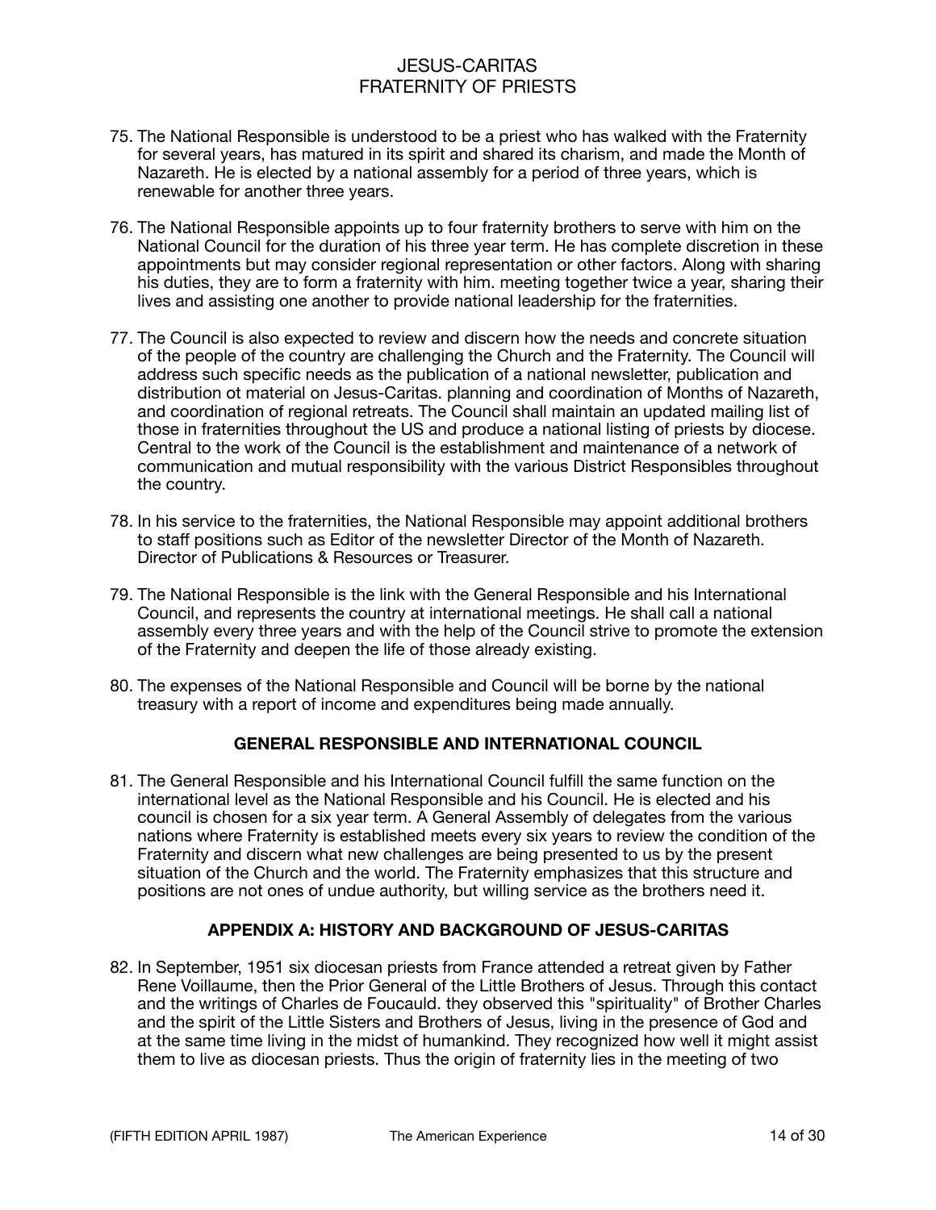75. The National Responsible is understood to be a priest who has walked with the Fraternity for several years, has matured in its spirit and shared its charism, and made the Month of Nazareth. He is elected by a national assembly for a period of three years, which is renewable for another three years.

76. The National Responsible appoints up to four fraternity brothers to serve with him on the National Council for the duration of his three year term. He has complete discretion in these appointments but may consider regional representation or other factors. Along with sharing his duties, they are to form a fraternity with him. meeting together twice a year, sharing their lives and assisting one another to provide national leadership for the fraternities.

77. The Council is also expected to review and discern how the needs and concrete situation of the people of the country are challenging the Church and the Fraternity. The Council will address such specific needs as the publication of a national newsletter, publication and distribution ot material on Jesus-Caritas. planning and coordination of Months of Nazareth, and coordination of regional retreats. The Council shall maintain an updated mailing list of those in fraternities throughout the US and produce a national listing of priests by diocese. Central to the work of the Council is the establishment and maintenance of a network of communication and mutual responsibility with the various District Responsibles throughout the country.

78. In his service to the fraternities, the National Responsible may appoint additional brothers to staff positions such as Editor of the newsletter Director of the Month of Nazareth. Director of Publications & Resources or Treasurer.

79. The National Responsible is the link with the General Responsible and his International Council, and represents the country at international meetings. He shall call a national assembly every three years and with the help of the Council strive to promote the extension of the Fraternity and deepen the life of those already existing.

80. The expenses of the National Responsible and Council will be borne by the national treasury with a report of income and expenditures being made annually.

## GENERAL RESPONSIBLE AND INTERNATIONAL COUNCIL

81. The General Responsible and his International Council fulfill the same function on the international level as the National Responsible and his Council. He is elected and his council is chosen for a six year term. A General Assembly of delegates from the various nations where Fraternity is established meets every six years to review the condition of the Fraternity and discern what new challenges are being presented to us by the present situation of the Church and the world. The Fraternity emphasizes that this structure and positions are not ones of undue authority, but willing service as the brothers need it.

## APPENDIX A: HISTORY AND BACKGROUND OF JESUS-CARITAS

82. In September, 1951 six diocesan priests from France attended a retreat given by Father Rene Voillaume, then the Prior General of the Little Brothers of Jesus. Through this contact and the writings of Charles de Foucauld. they observed this "spirituality" of Brother Charles and the spirit of the Little Sisters and Brothers of Jesus, living in the presence of God and at the same time living in the midst of humankind. They recognized how well it might assist them to live as diocesan priests. Thus the origin of fraternity lies in the meeting of two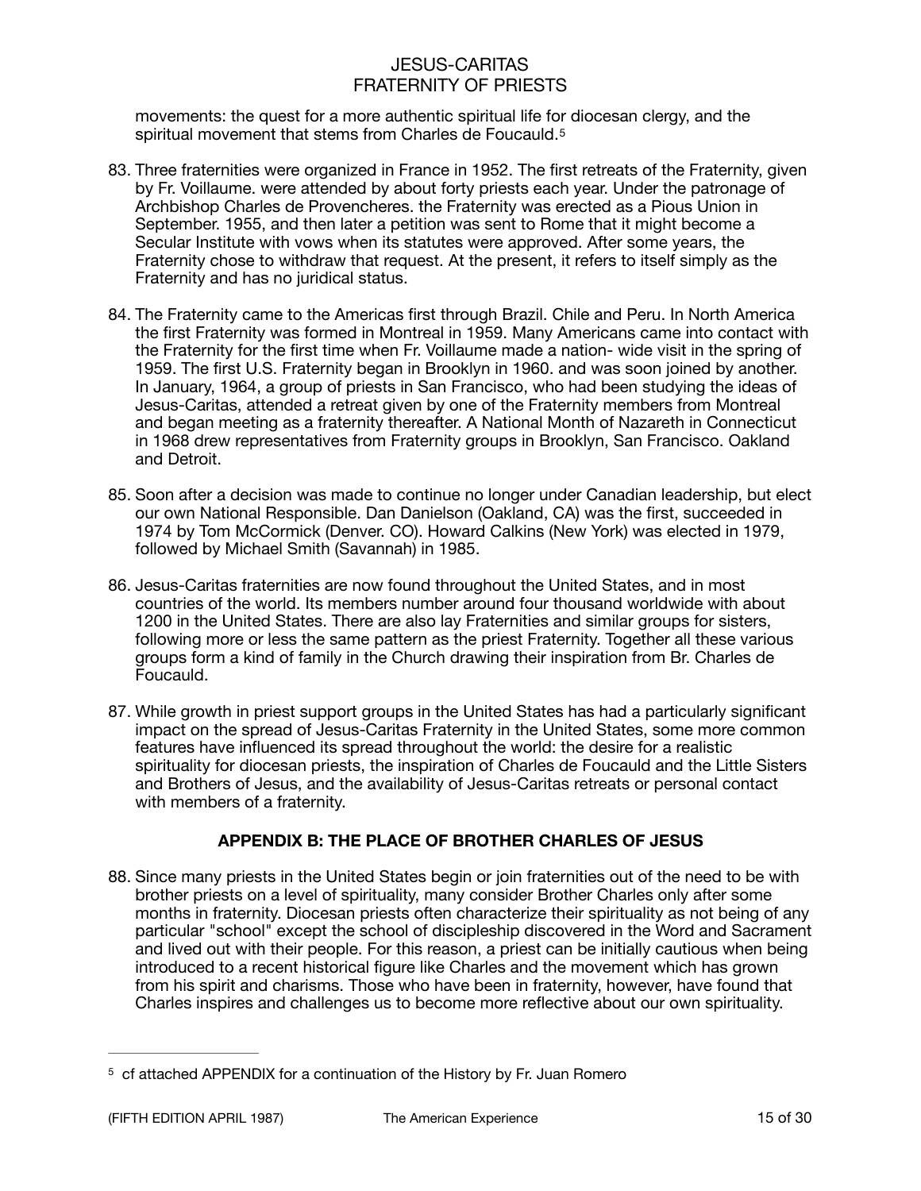movements: the quest for a more authentic spiritual life for diocesan clergy, and the spiritual movement that stems from Charles de Foucauld.[5]

83. Three fraternities were organized in France in 1952. The first retreats of the Fraternity, given by Fr. Voillaume. were attended by about forty priests each year. Under the patronage of Archbishop Charles de Provencheres. the Fraternity was erected as a Pious Union in September. 1955, and then later a petition was sent to Rome that it might become a Secular Institute with vows when its statutes were approved. After some years, the Fraternity chose to withdraw that request. At the present, it refers to itself simply as the Fraternity and has no juridical status.

84. The Fraternity came to the Americas first through Brazil. Chile and Peru. In North America the first Fraternity was formed in Montreal in 1959. Many Americans came into contact with the Fraternity for the first time when Fr. Voillaume made a nation- wide visit in the spring of 1959. The first U.S. Fraternity began in Brooklyn in 1960. and was soon joined by another. In January, 1964, a group of priests in San Francisco, who had been studying the ideas of Jesus-Caritas, attended a retreat given by one of the Fraternity members from Montreal and began meeting as a fraternity thereafter. A National Month of Nazareth in Connecticut in 1968 drew representatives from Fraternity groups in Brooklyn, San Francisco. Oakland and Detroit.

85. Soon after a decision was made to continue no longer under Canadian leadership, but elect our own National Responsible. Dan Danielson (Oakland, CA) was the first, succeeded in 1974 by Tom McCormick (Denver. CO). Howard Calkins (New York) was elected in 1979, followed by Michael Smith (Savannah) in 1985.

86. Jesus-Caritas fraternities are now found throughout the United States, and in most countries of the world. Its members number around four thousand worldwide with about 1200 in the United States. There are also lay Fraternities and similar groups for sisters, following more or less the same pattern as the priest Fraternity. Together all these various groups form a kind of family in the Church drawing their inspiration from Br. Charles de Foucauld.

87. While growth in priest support groups in the United States has had a particularly significant impact on the spread of Jesus-Caritas Fraternity in the United States, some more common features have influenced its spread throughout the world: the desire for a realistic spirituality for diocesan priests, the inspiration of Charles de Foucauld and the Little Sisters and Brothers of Jesus, and the availability of Jesus-Caritas retreats or personal contact with members of a fraternity.

## APPENDIX B: THE PLACE OF BROTHER CHARLES OF JESUS

88. Since many priests in the United States begin or join fraternities out of the need to be with brother priests on a level of spirituality, many consider Brother Charles only after some months in fraternity. Diocesan priests often characterize their spirituality as not being of any particular "school" except the school of discipleship discovered in the Word and Sacrament and lived out with their people. For this reason, a priest can be initially cautious when being introduced to a recent historical figure like Charles and the movement which has grown from his spirit and charisms. Those who have been in fraternity, however, have found that Charles inspires and challenges us to become more reflective about our own spirituality.

---

[5] cf attached APPENDIX for a continuation of the History by Fr. Juan Romero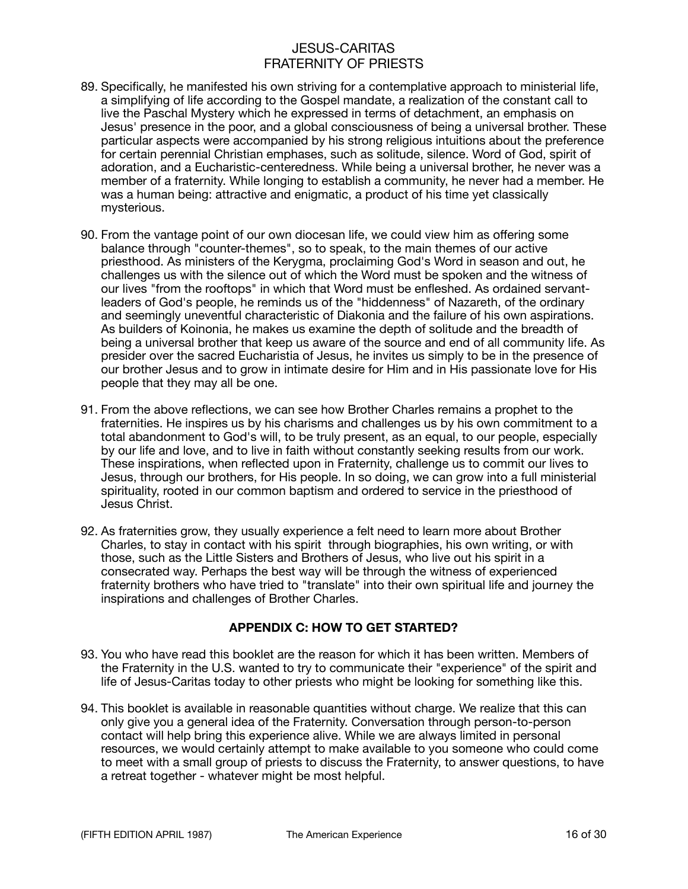89. Specifically, he manifested his own striving for a contemplative approach to ministerial life, a simplifying of life according to the Gospel mandate, a realization of the constant call to live the Paschal Mystery which he expressed in terms of detachment, an emphasis on Jesus' presence in the poor, and a global consciousness of being a universal brother. These particular aspects were accompanied by his strong religious intuitions about the preference for certain perennial Christian emphases, such as solitude, silence. Word of God, spirit of adoration, and a Eucharistic-centeredness. While being a universal brother, he never was a member of a fraternity. While longing to establish a community, he never had a member. He was a human being: attractive and enigmatic, a product of his time yet classically mysterious.

90. From the vantage point of our own diocesan life, we could view him as offering some balance through "counter-themes", so to speak, to the main themes of our active priesthood. As ministers of the Kerygma, proclaiming God's Word in season and out, he challenges us with the silence out of which the Word must be spoken and the witness of our lives "from the rooftops" in which that Word must be enfleshed. As ordained servant-leaders of God's people, he reminds us of the "hiddenness" of Nazareth, of the ordinary and seemingly uneventful characteristic of Diakonia and the failure of his own aspirations. As builders of Koinonia, he makes us examine the depth of solitude and the breadth of being a universal brother that keep us aware of the source and end of all community life. As presider over the sacred Eucharistia of Jesus, he invites us simply to be in the presence of our brother Jesus and to grow in intimate desire for Him and in His passionate love for His people that they may all be one.

91. From the above reflections, we can see how Brother Charles remains a prophet to the fraternities. He inspires us by his charisms and challenges us by his own commitment to a total abandonment to God's will, to be truly present, as an equal, to our people, especially by our life and love, and to live in faith without constantly seeking results from our work. These inspirations, when reflected upon in Fraternity, challenge us to commit our lives to Jesus, through our brothers, for His people. In so doing, we can grow into a full ministerial spirituality, rooted in our common baptism and ordered to service in the priesthood of Jesus Christ.

92. As fraternities grow, they usually experience a felt need to learn more about Brother Charles, to stay in contact with his spirit through biographies, his own writing, or with those, such as the Little Sisters and Brothers of Jesus, who live out his spirit in a consecrated way. Perhaps the best way will be through the witness of experienced fraternity brothers who have tried to "translate" into their own spiritual life and journey the inspirations and challenges of Brother Charles.

## APPENDIX C: HOW TO GET STARTED?

93. You who have read this booklet are the reason for which it has been written. Members of the Fraternity in the U.S. wanted to try to communicate their "experience" of the spirit and life of Jesus-Caritas today to other priests who might be looking for something like this.

94. This booklet is available in reasonable quantities without charge. We realize that this can only give you a general idea of the Fraternity. Conversation through person-to-person contact will help bring this experience alive. While we are always limited in personal resources, we would certainly attempt to make available to you someone who could come to meet with a small group of priests to discuss the Fraternity, to answer questions, to have a retreat together - whatever might be most helpful.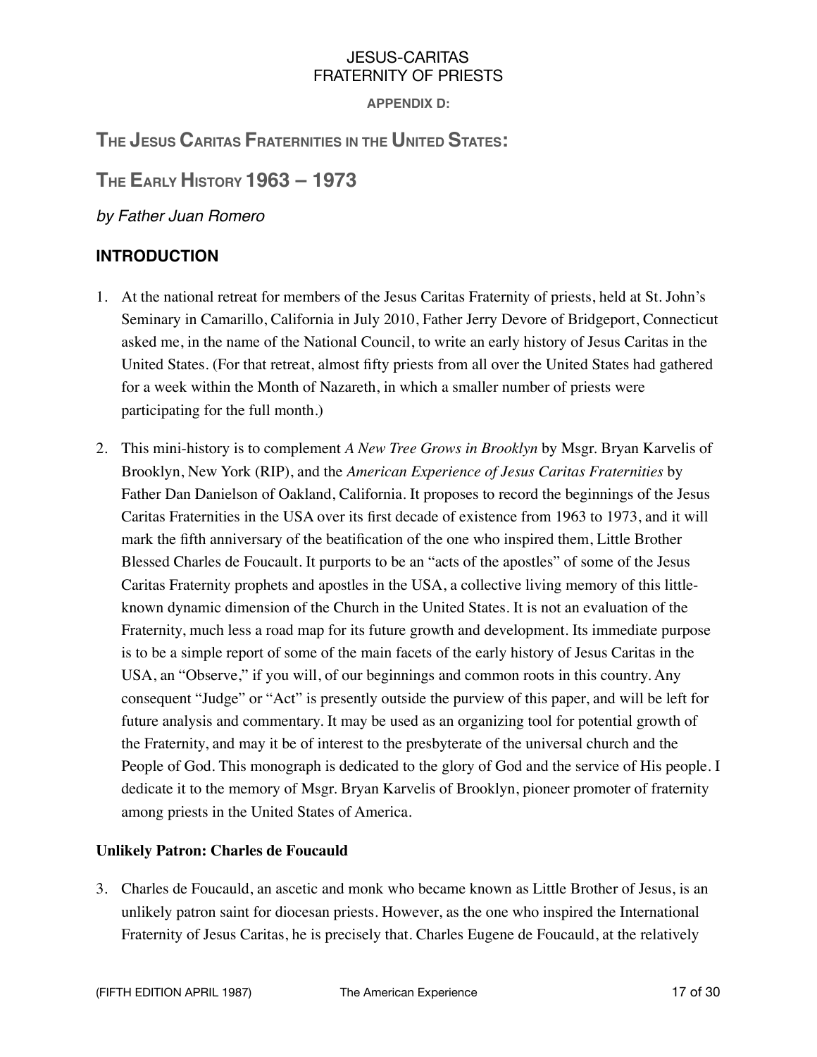JESUS-CARITAS
FRATERNITY OF PRIESTS

**APPENDIX D:**

# The Jesus Caritas Fraternities in the United States:

# The Early History 1963 – 1973

*by Father Juan Romero*

## INTRODUCTION

1. At the national retreat for members of the Jesus Caritas Fraternity of priests, held at St. John's Seminary in Camarillo, California in July 2010, Father Jerry Devore of Bridgeport, Connecticut asked me, in the name of the National Council, to write an early history of Jesus Caritas in the United States. (For that retreat, almost fifty priests from all over the United States had gathered for a week within the Month of Nazareth, in which a smaller number of priests were participating for the full month.)

2. This mini-history is to complement *A New Tree Grows in Brooklyn* by Msgr. Bryan Karvelis of Brooklyn, New York (RIP), and the *American Experience of Jesus Caritas Fraternities* by Father Dan Danielson of Oakland, California. It proposes to record the beginnings of the Jesus Caritas Fraternities in the USA over its first decade of existence from 1963 to 1973, and it will mark the fifth anniversary of the beatification of the one who inspired them, Little Brother Blessed Charles de Foucault. It purports to be an "acts of the apostles" of some of the Jesus Caritas Fraternity prophets and apostles in the USA, a collective living memory of this little-known dynamic dimension of the Church in the United States. It is not an evaluation of the Fraternity, much less a road map for its future growth and development. Its immediate purpose is to be a simple report of some of the main facets of the early history of Jesus Caritas in the USA, an "Observe," if you will, of our beginnings and common roots in this country. Any consequent "Judge" or "Act" is presently outside the purview of this paper, and will be left for future analysis and commentary. It may be used as an organizing tool for potential growth of the Fraternity, and may it be of interest to the presbyterate of the universal church and the People of God. This monograph is dedicated to the glory of God and the service of His people. I dedicate it to the memory of Msgr. Bryan Karvelis of Brooklyn, pioneer promoter of fraternity among priests in the United States of America.

### Unlikely Patron: Charles de Foucauld

3. Charles de Foucauld, an ascetic and monk who became known as Little Brother of Jesus, is an unlikely patron saint for diocesan priests. However, as the one who inspired the International Fraternity of Jesus Caritas, he is precisely that. Charles Eugene de Foucauld, at the relatively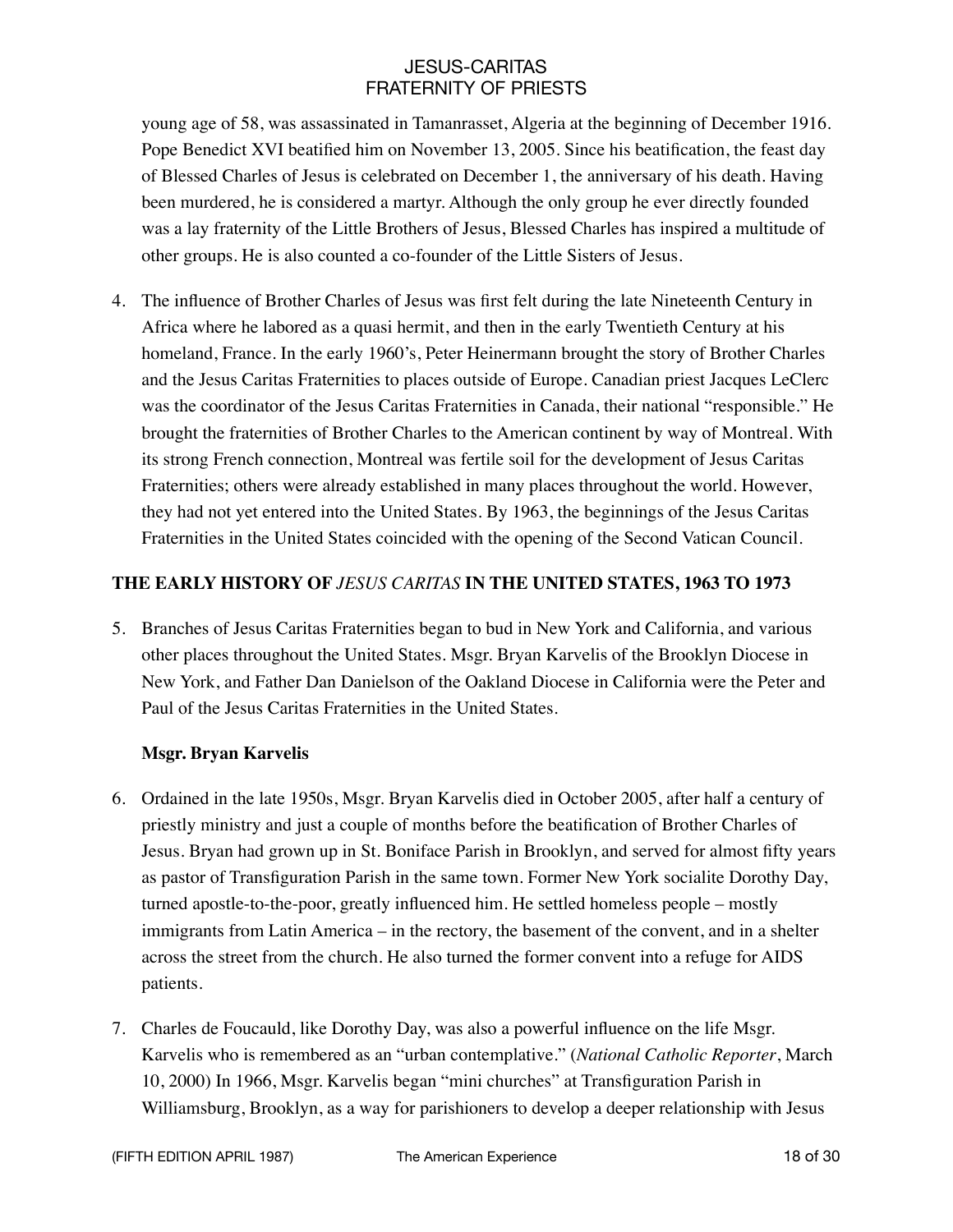young age of 58, was assassinated in Tamanrasset, Algeria at the beginning of December 1916. Pope Benedict XVI beatified him on November 13, 2005. Since his beatification, the feast day of Blessed Charles of Jesus is celebrated on December 1, the anniversary of his death. Having been murdered, he is considered a martyr. Although the only group he ever directly founded was a lay fraternity of the Little Brothers of Jesus, Blessed Charles has inspired a multitude of other groups. He is also counted a co-founder of the Little Sisters of Jesus.

4. The influence of Brother Charles of Jesus was first felt during the late Nineteenth Century in Africa where he labored as a quasi hermit, and then in the early Twentieth Century at his homeland, France. In the early 1960's, Peter Heinermann brought the story of Brother Charles and the Jesus Caritas Fraternities to places outside of Europe. Canadian priest Jacques LeClerc was the coordinator of the Jesus Caritas Fraternities in Canada, their national "responsible." He brought the fraternities of Brother Charles to the American continent by way of Montreal. With its strong French connection, Montreal was fertile soil for the development of Jesus Caritas Fraternities; others were already established in many places throughout the world. However, they had not yet entered into the United States. By 1963, the beginnings of the Jesus Caritas Fraternities in the United States coincided with the opening of the Second Vatican Council.

## THE EARLY HISTORY OF *JESUS CARITAS* IN THE UNITED STATES, 1963 TO 1973

5. Branches of Jesus Caritas Fraternities began to bud in New York and California, and various other places throughout the United States. Msgr. Bryan Karvelis of the Brooklyn Diocese in New York, and Father Dan Danielson of the Oakland Diocese in California were the Peter and Paul of the Jesus Caritas Fraternities in the United States.

### Msgr. Bryan Karvelis

6. Ordained in the late 1950s, Msgr. Bryan Karvelis died in October 2005, after half a century of priestly ministry and just a couple of months before the beatification of Brother Charles of Jesus. Bryan had grown up in St. Boniface Parish in Brooklyn, and served for almost fifty years as pastor of Transfiguration Parish in the same town. Former New York socialite Dorothy Day, turned apostle-to-the-poor, greatly influenced him. He settled homeless people – mostly immigrants from Latin America – in the rectory, the basement of the convent, and in a shelter across the street from the church. He also turned the former convent into a refuge for AIDS patients.

7. Charles de Foucauld, like Dorothy Day, was also a powerful influence on the life Msgr. Karvelis who is remembered as an "urban contemplative." (*National Catholic Reporter*, March 10, 2000) In 1966, Msgr. Karvelis began "mini churches" at Transfiguration Parish in Williamsburg, Brooklyn, as a way for parishioners to develop a deeper relationship with Jesus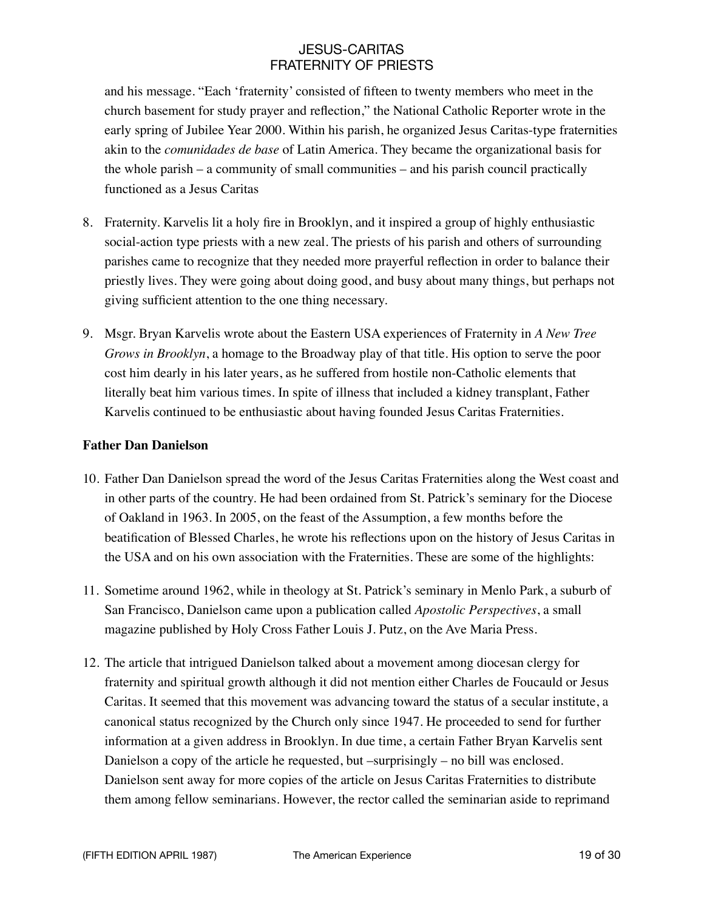and his message. “Each ‘fraternity’ consisted of fifteen to twenty members who meet in the church basement for study prayer and reflection,” the National Catholic Reporter wrote in the early spring of Jubilee Year 2000. Within his parish, he organized Jesus Caritas-type fraternities akin to the *comunidades de base* of Latin America. They became the organizational basis for the whole parish – a community of small communities – and his parish council practically functioned as a Jesus Caritas

8. Fraternity. Karvelis lit a holy fire in Brooklyn, and it inspired a group of highly enthusiastic social-action type priests with a new zeal. The priests of his parish and others of surrounding parishes came to recognize that they needed more prayerful reflection in order to balance their priestly lives. They were going about doing good, and busy about many things, but perhaps not giving sufficient attention to the one thing necessary.

9. Msgr. Bryan Karvelis wrote about the Eastern USA experiences of Fraternity in *A New Tree Grows in Brooklyn*, a homage to the Broadway play of that title. His option to serve the poor cost him dearly in his later years, as he suffered from hostile non-Catholic elements that literally beat him various times. In spite of illness that included a kidney transplant, Father Karvelis continued to be enthusiastic about having founded Jesus Caritas Fraternities.

**Father Dan Danielson**

10. Father Dan Danielson spread the word of the Jesus Caritas Fraternities along the West coast and in other parts of the country. He had been ordained from St. Patrick’s seminary for the Diocese of Oakland in 1963. In 2005, on the feast of the Assumption, a few months before the beatification of Blessed Charles, he wrote his reflections upon on the history of Jesus Caritas in the USA and on his own association with the Fraternities. These are some of the highlights:

11. Sometime around 1962, while in theology at St. Patrick’s seminary in Menlo Park, a suburb of San Francisco, Danielson came upon a publication called *Apostolic Perspectives*, a small magazine published by Holy Cross Father Louis J. Putz, on the Ave Maria Press.

12. The article that intrigued Danielson talked about a movement among diocesan clergy for fraternity and spiritual growth although it did not mention either Charles de Foucauld or Jesus Caritas. It seemed that this movement was advancing toward the status of a secular institute, a canonical status recognized by the Church only since 1947. He proceeded to send for further information at a given address in Brooklyn. In due time, a certain Father Bryan Karvelis sent Danielson a copy of the article he requested, but –surprisingly – no bill was enclosed. Danielson sent away for more copies of the article on Jesus Caritas Fraternities to distribute them among fellow seminarians. However, the rector called the seminarian aside to reprimand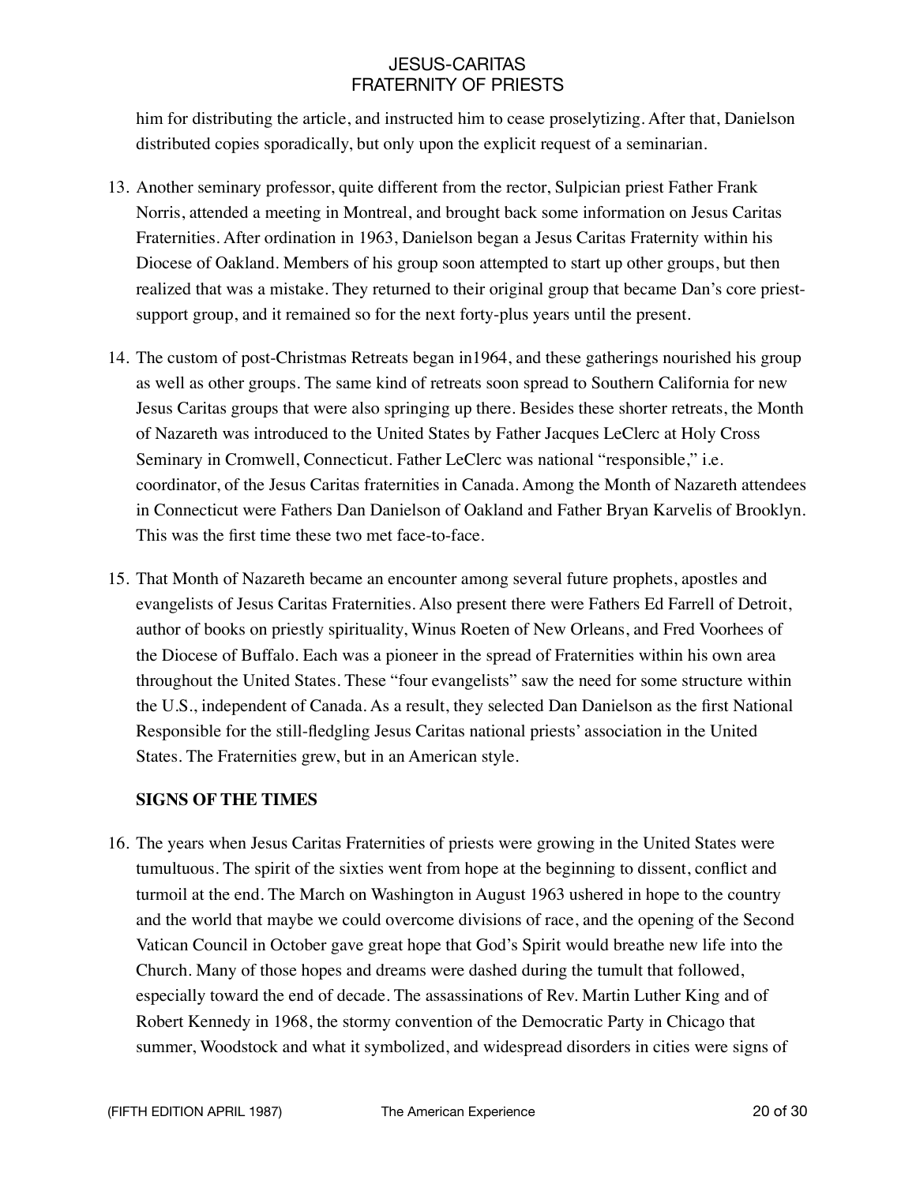him for distributing the article, and instructed him to cease proselytizing. After that, Danielson distributed copies sporadically, but only upon the explicit request of a seminarian.

13. Another seminary professor, quite different from the rector, Sulpician priest Father Frank Norris, attended a meeting in Montreal, and brought back some information on Jesus Caritas Fraternities. After ordination in 1963, Danielson began a Jesus Caritas Fraternity within his Diocese of Oakland. Members of his group soon attempted to start up other groups, but then realized that was a mistake. They returned to their original group that became Dan's core priest-support group, and it remained so for the next forty-plus years until the present.

14. The custom of post-Christmas Retreats began in1964, and these gatherings nourished his group as well as other groups. The same kind of retreats soon spread to Southern California for new Jesus Caritas groups that were also springing up there. Besides these shorter retreats, the Month of Nazareth was introduced to the United States by Father Jacques LeClerc at Holy Cross Seminary in Cromwell, Connecticut. Father LeClerc was national "responsible," i.e. coordinator, of the Jesus Caritas fraternities in Canada. Among the Month of Nazareth attendees in Connecticut were Fathers Dan Danielson of Oakland and Father Bryan Karvelis of Brooklyn. This was the first time these two met face-to-face.

15. That Month of Nazareth became an encounter among several future prophets, apostles and evangelists of Jesus Caritas Fraternities. Also present there were Fathers Ed Farrell of Detroit, author of books on priestly spirituality, Winus Roeten of New Orleans, and Fred Voorhees of the Diocese of Buffalo. Each was a pioneer in the spread of Fraternities within his own area throughout the United States. These "four evangelists" saw the need for some structure within the U.S., independent of Canada. As a result, they selected Dan Danielson as the first National Responsible for the still-fledgling Jesus Caritas national priests' association in the United States. The Fraternities grew, but in an American style.

**SIGNS OF THE TIMES**

16. The years when Jesus Caritas Fraternities of priests were growing in the United States were tumultuous. The spirit of the sixties went from hope at the beginning to dissent, conflict and turmoil at the end. The March on Washington in August 1963 ushered in hope to the country and the world that maybe we could overcome divisions of race, and the opening of the Second Vatican Council in October gave great hope that God's Spirit would breathe new life into the Church. Many of those hopes and dreams were dashed during the tumult that followed, especially toward the end of decade. The assassinations of Rev. Martin Luther King and of Robert Kennedy in 1968, the stormy convention of the Democratic Party in Chicago that summer, Woodstock and what it symbolized, and widespread disorders in cities were signs of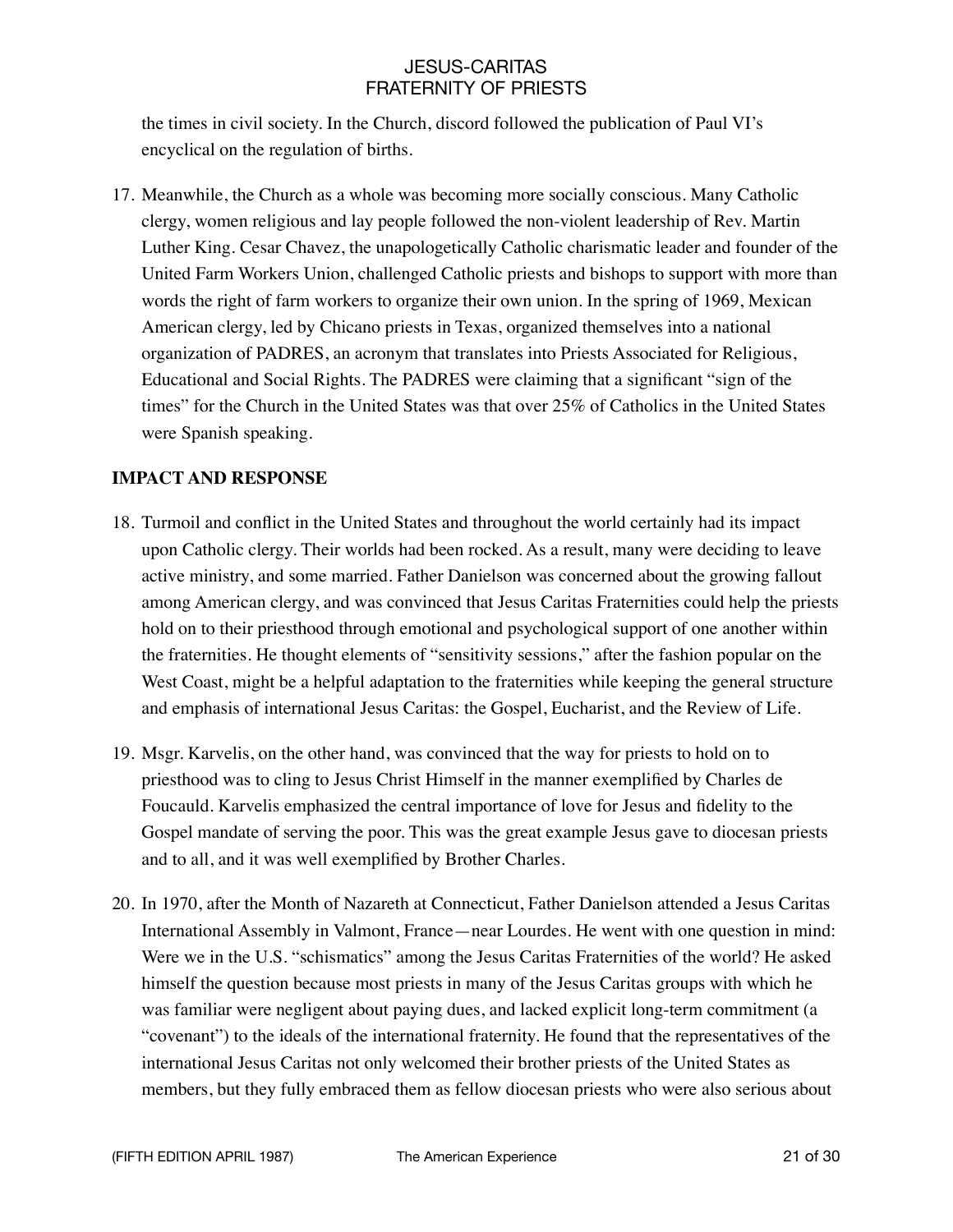the times in civil society. In the Church, discord followed the publication of Paul VI's encyclical on the regulation of births.

17. Meanwhile, the Church as a whole was becoming more socially conscious. Many Catholic clergy, women religious and lay people followed the non-violent leadership of Rev. Martin Luther King. Cesar Chavez, the unapologetically Catholic charismatic leader and founder of the United Farm Workers Union, challenged Catholic priests and bishops to support with more than words the right of farm workers to organize their own union. In the spring of 1969, Mexican American clergy, led by Chicano priests in Texas, organized themselves into a national organization of PADRES, an acronym that translates into Priests Associated for Religious, Educational and Social Rights. The PADRES were claiming that a significant "sign of the times" for the Church in the United States was that over 25% of Catholics in the United States were Spanish speaking.

**IMPACT AND RESPONSE**

18. Turmoil and conflict in the United States and throughout the world certainly had its impact upon Catholic clergy. Their worlds had been rocked. As a result, many were deciding to leave active ministry, and some married. Father Danielson was concerned about the growing fallout among American clergy, and was convinced that Jesus Caritas Fraternities could help the priests hold on to their priesthood through emotional and psychological support of one another within the fraternities. He thought elements of "sensitivity sessions," after the fashion popular on the West Coast, might be a helpful adaptation to the fraternities while keeping the general structure and emphasis of international Jesus Caritas: the Gospel, Eucharist, and the Review of Life.

19. Msgr. Karvelis, on the other hand, was convinced that the way for priests to hold on to priesthood was to cling to Jesus Christ Himself in the manner exemplified by Charles de Foucauld. Karvelis emphasized the central importance of love for Jesus and fidelity to the Gospel mandate of serving the poor. This was the great example Jesus gave to diocesan priests and to all, and it was well exemplified by Brother Charles.

20. In 1970, after the Month of Nazareth at Connecticut, Father Danielson attended a Jesus Caritas International Assembly in Valmont, France—near Lourdes. He went with one question in mind: Were we in the U.S. "schismatics" among the Jesus Caritas Fraternities of the world? He asked himself the question because most priests in many of the Jesus Caritas groups with which he was familiar were negligent about paying dues, and lacked explicit long-term commitment (a "covenant") to the ideals of the international fraternity. He found that the representatives of the international Jesus Caritas not only welcomed their brother priests of the United States as members, but they fully embraced them as fellow diocesan priests who were also serious about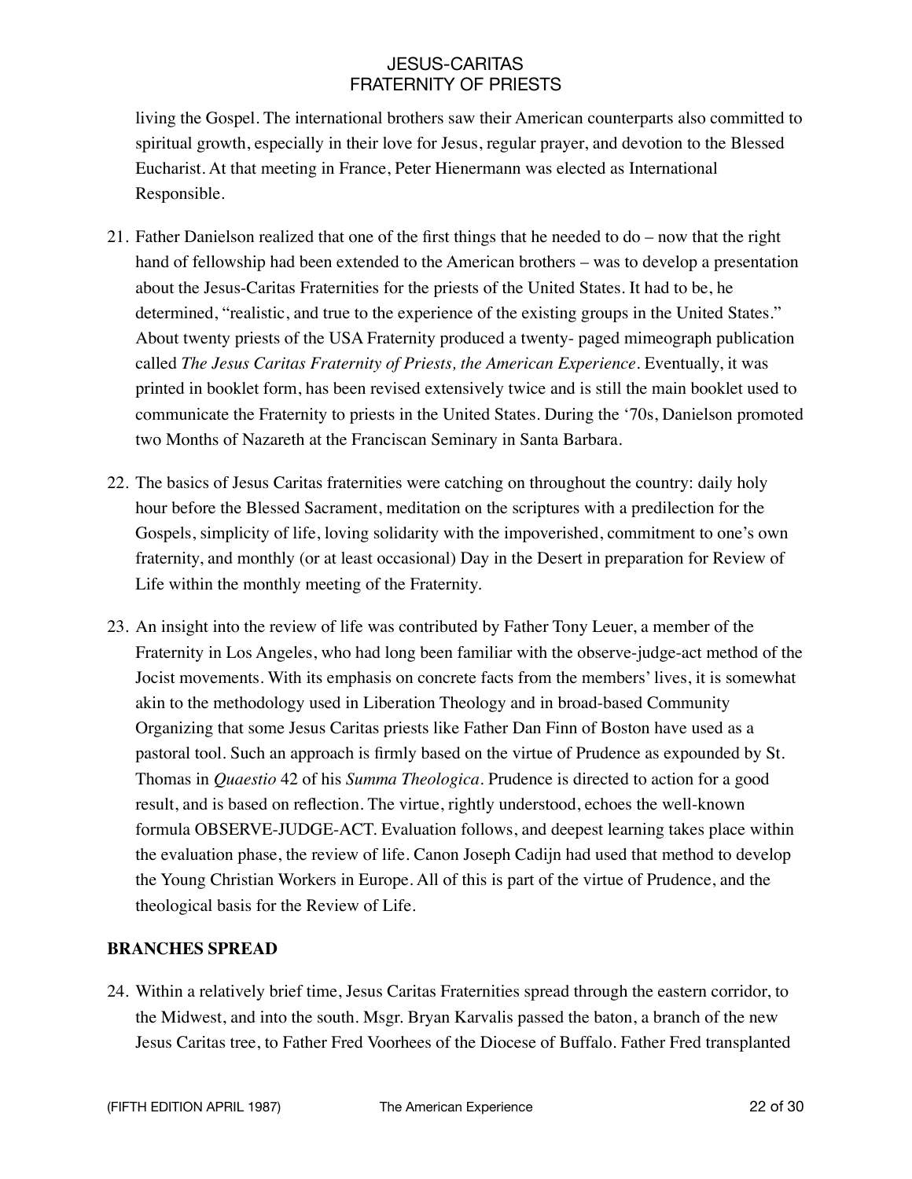living the Gospel. The international brothers saw their American counterparts also committed to spiritual growth, especially in their love for Jesus, regular prayer, and devotion to the Blessed Eucharist. At that meeting in France, Peter Hienermann was elected as International Responsible.

21. Father Danielson realized that one of the first things that he needed to do – now that the right hand of fellowship had been extended to the American brothers – was to develop a presentation about the Jesus-Caritas Fraternities for the priests of the United States. It had to be, he determined, "realistic, and true to the experience of the existing groups in the United States." About twenty priests of the USA Fraternity produced a twenty- paged mimeograph publication called *The Jesus Caritas Fraternity of Priests, the American Experience*. Eventually, it was printed in booklet form, has been revised extensively twice and is still the main booklet used to communicate the Fraternity to priests in the United States. During the '70s, Danielson promoted two Months of Nazareth at the Franciscan Seminary in Santa Barbara.

22. The basics of Jesus Caritas fraternities were catching on throughout the country: daily holy hour before the Blessed Sacrament, meditation on the scriptures with a predilection for the Gospels, simplicity of life, loving solidarity with the impoverished, commitment to one's own fraternity, and monthly (or at least occasional) Day in the Desert in preparation for Review of Life within the monthly meeting of the Fraternity.

23. An insight into the review of life was contributed by Father Tony Leuer, a member of the Fraternity in Los Angeles, who had long been familiar with the observe-judge-act method of the Jocist movements. With its emphasis on concrete facts from the members' lives, it is somewhat akin to the methodology used in Liberation Theology and in broad-based Community Organizing that some Jesus Caritas priests like Father Dan Finn of Boston have used as a pastoral tool. Such an approach is firmly based on the virtue of Prudence as expounded by St. Thomas in *Quaestio* 42 of his *Summa Theologica*. Prudence is directed to action for a good result, and is based on reflection. The virtue, rightly understood, echoes the well-known formula OBSERVE-JUDGE-ACT. Evaluation follows, and deepest learning takes place within the evaluation phase, the review of life. Canon Joseph Cadijn had used that method to develop the Young Christian Workers in Europe. All of this is part of the virtue of Prudence, and the theological basis for the Review of Life.

**BRANCHES SPREAD**

24. Within a relatively brief time, Jesus Caritas Fraternities spread through the eastern corridor, to the Midwest, and into the south. Msgr. Bryan Karvalis passed the baton, a branch of the new Jesus Caritas tree, to Father Fred Voorhees of the Diocese of Buffalo. Father Fred transplanted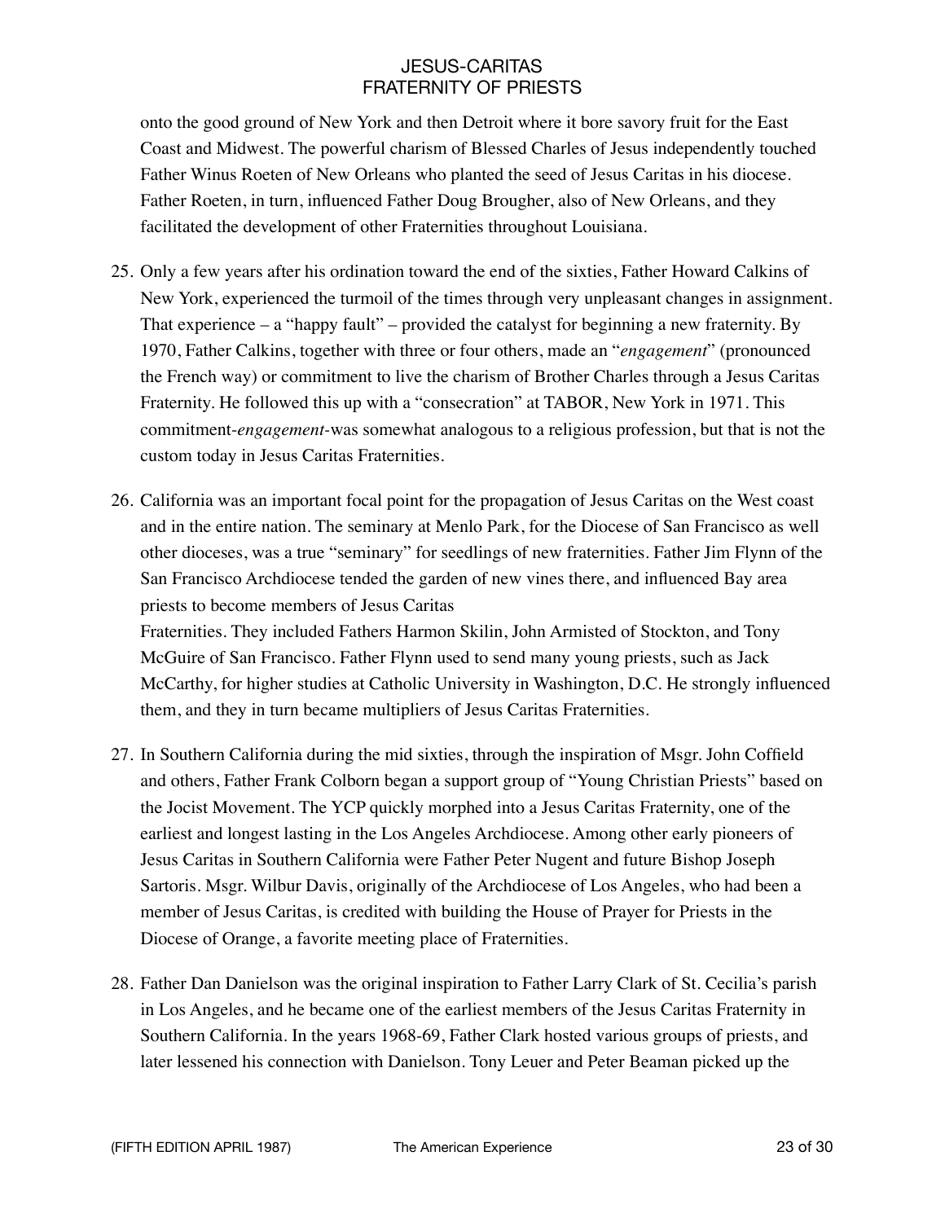onto the good ground of New York and then Detroit where it bore savory fruit for the East Coast and Midwest. The powerful charism of Blessed Charles of Jesus independently touched Father Winus Roeten of New Orleans who planted the seed of Jesus Caritas in his diocese. Father Roeten, in turn, influenced Father Doug Brougher, also of New Orleans, and they facilitated the development of other Fraternities throughout Louisiana.

25. Only a few years after his ordination toward the end of the sixties, Father Howard Calkins of New York, experienced the turmoil of the times through very unpleasant changes in assignment. That experience – a "happy fault" – provided the catalyst for beginning a new fraternity. By 1970, Father Calkins, together with three or four others, made an "*engagement*" (pronounced the French way) or commitment to live the charism of Brother Charles through a Jesus Caritas Fraternity. He followed this up with a "consecration" at TABOR, New York in 1971. This commitment-*engagement*-was somewhat analogous to a religious profession, but that is not the custom today in Jesus Caritas Fraternities.

26. California was an important focal point for the propagation of Jesus Caritas on the West coast and in the entire nation. The seminary at Menlo Park, for the Diocese of San Francisco as well other dioceses, was a true "seminary" for seedlings of new fraternities. Father Jim Flynn of the San Francisco Archdiocese tended the garden of new vines there, and influenced Bay area priests to become members of Jesus Caritas Fraternities. They included Fathers Harmon Skilin, John Armisted of Stockton, and Tony McGuire of San Francisco. Father Flynn used to send many young priests, such as Jack McCarthy, for higher studies at Catholic University in Washington, D.C. He strongly influenced them, and they in turn became multipliers of Jesus Caritas Fraternities.

27. In Southern California during the mid sixties, through the inspiration of Msgr. John Coffield and others, Father Frank Colborn began a support group of "Young Christian Priests" based on the Jocist Movement. The YCP quickly morphed into a Jesus Caritas Fraternity, one of the earliest and longest lasting in the Los Angeles Archdiocese. Among other early pioneers of Jesus Caritas in Southern California were Father Peter Nugent and future Bishop Joseph Sartoris. Msgr. Wilbur Davis, originally of the Archdiocese of Los Angeles, who had been a member of Jesus Caritas, is credited with building the House of Prayer for Priests in the Diocese of Orange, a favorite meeting place of Fraternities.

28. Father Dan Danielson was the original inspiration to Father Larry Clark of St. Cecilia's parish in Los Angeles, and he became one of the earliest members of the Jesus Caritas Fraternity in Southern California. In the years 1968-69, Father Clark hosted various groups of priests, and later lessened his connection with Danielson. Tony Leuer and Peter Beaman picked up the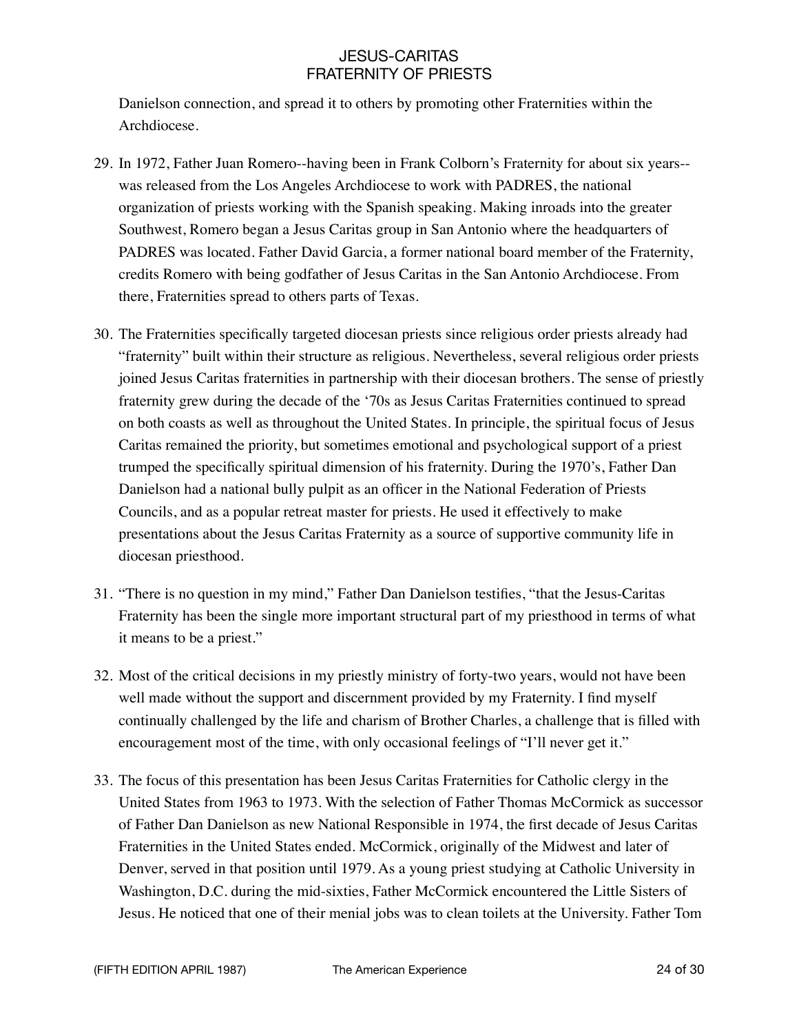Danielson connection, and spread it to others by promoting other Fraternities within the Archdiocese.

29. In 1972, Father Juan Romero--having been in Frank Colborn's Fraternity for about six years--was released from the Los Angeles Archdiocese to work with PADRES, the national organization of priests working with the Spanish speaking. Making inroads into the greater Southwest, Romero began a Jesus Caritas group in San Antonio where the headquarters of PADRES was located. Father David Garcia, a former national board member of the Fraternity, credits Romero with being godfather of Jesus Caritas in the San Antonio Archdiocese. From there, Fraternities spread to others parts of Texas.

30. The Fraternities specifically targeted diocesan priests since religious order priests already had "fraternity" built within their structure as religious. Nevertheless, several religious order priests joined Jesus Caritas fraternities in partnership with their diocesan brothers. The sense of priestly fraternity grew during the decade of the '70s as Jesus Caritas Fraternities continued to spread on both coasts as well as throughout the United States. In principle, the spiritual focus of Jesus Caritas remained the priority, but sometimes emotional and psychological support of a priest trumped the specifically spiritual dimension of his fraternity. During the 1970's, Father Dan Danielson had a national bully pulpit as an officer in the National Federation of Priests Councils, and as a popular retreat master for priests. He used it effectively to make presentations about the Jesus Caritas Fraternity as a source of supportive community life in diocesan priesthood.

31. "There is no question in my mind," Father Dan Danielson testifies, "that the Jesus-Caritas Fraternity has been the single more important structural part of my priesthood in terms of what it means to be a priest."

32. Most of the critical decisions in my priestly ministry of forty-two years, would not have been well made without the support and discernment provided by my Fraternity. I find myself continually challenged by the life and charism of Brother Charles, a challenge that is filled with encouragement most of the time, with only occasional feelings of "I'll never get it."

33. The focus of this presentation has been Jesus Caritas Fraternities for Catholic clergy in the United States from 1963 to 1973. With the selection of Father Thomas McCormick as successor of Father Dan Danielson as new National Responsible in 1974, the first decade of Jesus Caritas Fraternities in the United States ended. McCormick, originally of the Midwest and later of Denver, served in that position until 1979. As a young priest studying at Catholic University in Washington, D.C. during the mid-sixties, Father McCormick encountered the Little Sisters of Jesus. He noticed that one of their menial jobs was to clean toilets at the University. Father Tom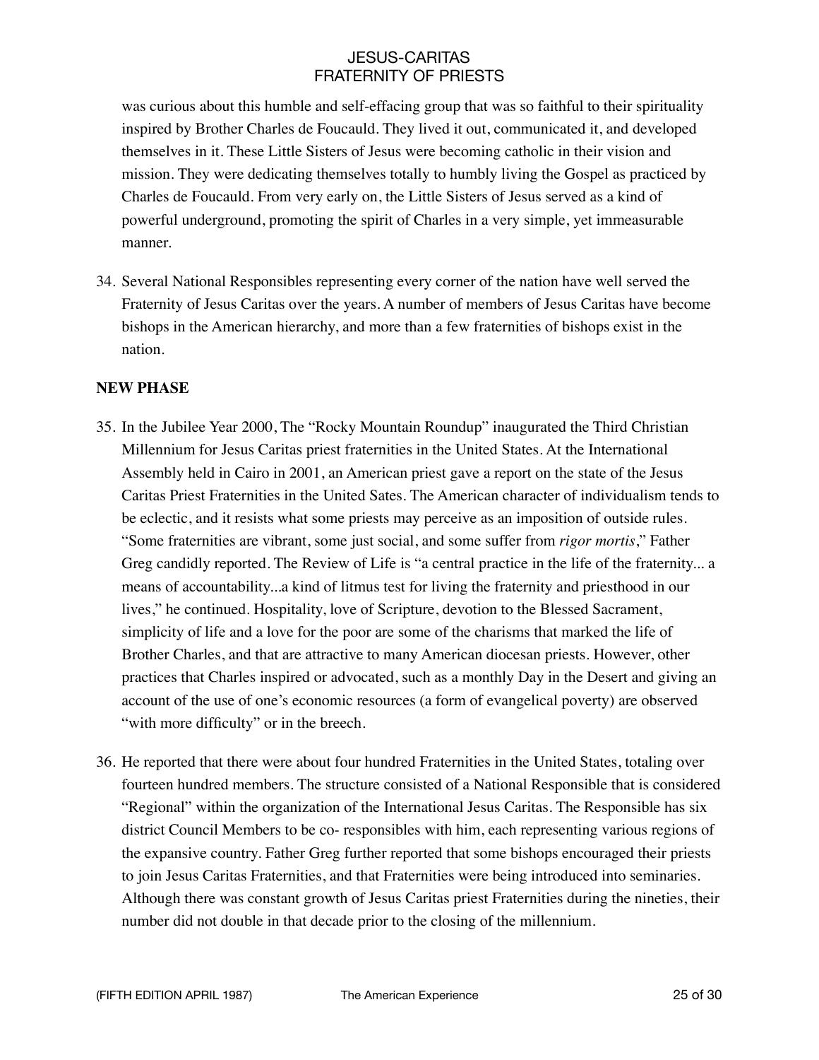was curious about this humble and self-effacing group that was so faithful to their spirituality inspired by Brother Charles de Foucauld. They lived it out, communicated it, and developed themselves in it. These Little Sisters of Jesus were becoming catholic in their vision and mission. They were dedicating themselves totally to humbly living the Gospel as practiced by Charles de Foucauld. From very early on, the Little Sisters of Jesus served as a kind of powerful underground, promoting the spirit of Charles in a very simple, yet immeasurable manner.

34. Several National Responsibles representing every corner of the nation have well served the Fraternity of Jesus Caritas over the years. A number of members of Jesus Caritas have become bishops in the American hierarchy, and more than a few fraternities of bishops exist in the nation.

**NEW PHASE**

35. In the Jubilee Year 2000, The "Rocky Mountain Roundup" inaugurated the Third Christian Millennium for Jesus Caritas priest fraternities in the United States. At the International Assembly held in Cairo in 2001, an American priest gave a report on the state of the Jesus Caritas Priest Fraternities in the United Sates. The American character of individualism tends to be eclectic, and it resists what some priests may perceive as an imposition of outside rules. "Some fraternities are vibrant, some just social, and some suffer from *rigor mortis*," Father Greg candidly reported. The Review of Life is "a central practice in the life of the fraternity... a means of accountability...a kind of litmus test for living the fraternity and priesthood in our lives," he continued. Hospitality, love of Scripture, devotion to the Blessed Sacrament, simplicity of life and a love for the poor are some of the charisms that marked the life of Brother Charles, and that are attractive to many American diocesan priests. However, other practices that Charles inspired or advocated, such as a monthly Day in the Desert and giving an account of the use of one's economic resources (a form of evangelical poverty) are observed "with more difficulty" or in the breech.

36. He reported that there were about four hundred Fraternities in the United States, totaling over fourteen hundred members. The structure consisted of a National Responsible that is considered "Regional" within the organization of the International Jesus Caritas. The Responsible has six district Council Members to be co- responsibles with him, each representing various regions of the expansive country. Father Greg further reported that some bishops encouraged their priests to join Jesus Caritas Fraternities, and that Fraternities were being introduced into seminaries. Although there was constant growth of Jesus Caritas priest Fraternities during the nineties, their number did not double in that decade prior to the closing of the millennium.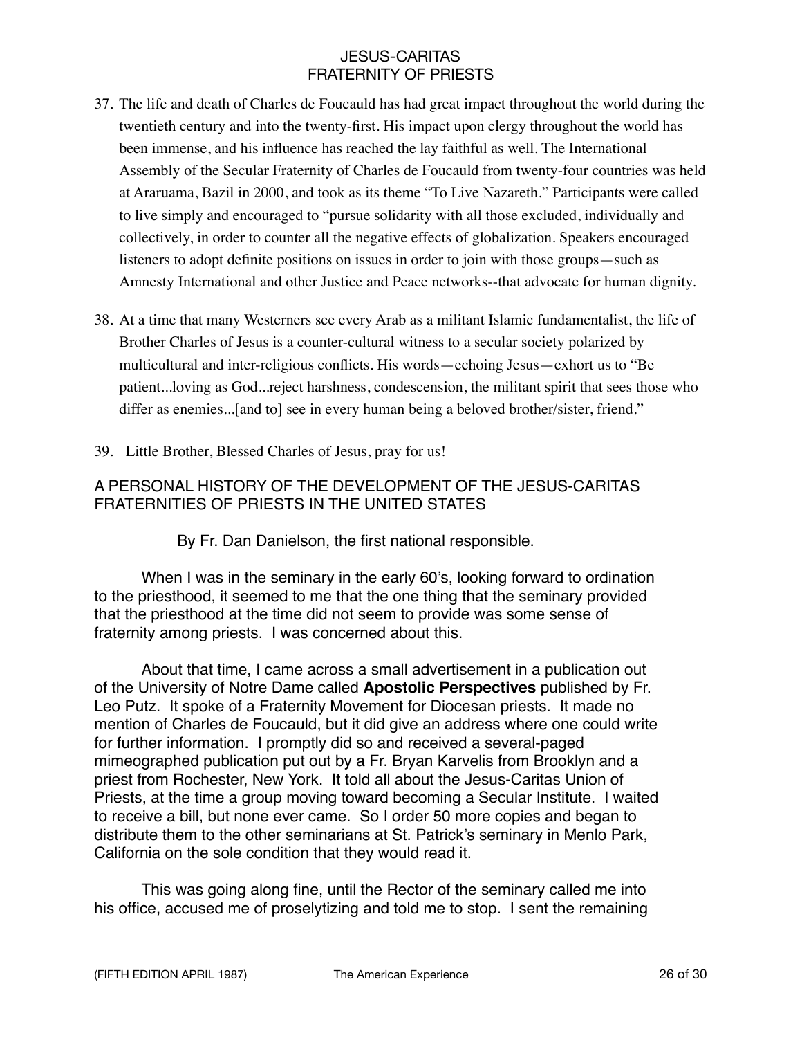37. The life and death of Charles de Foucauld has had great impact throughout the world during the twentieth century and into the twenty-first. His impact upon clergy throughout the world has been immense, and his influence has reached the lay faithful as well. The International Assembly of the Secular Fraternity of Charles de Foucauld from twenty-four countries was held at Araruama, Bazil in 2000, and took as its theme "To Live Nazareth." Participants were called to live simply and encouraged to "pursue solidarity with all those excluded, individually and collectively, in order to counter all the negative effects of globalization. Speakers encouraged listeners to adopt definite positions on issues in order to join with those groups—such as Amnesty International and other Justice and Peace networks--that advocate for human dignity.

38. At a time that many Westerners see every Arab as a militant Islamic fundamentalist, the life of Brother Charles of Jesus is a counter-cultural witness to a secular society polarized by multicultural and inter-religious conflicts. His words—echoing Jesus—exhort us to "Be patient...loving as God...reject harshness, condescension, the militant spirit that sees those who differ as enemies...[and to] see in every human being a beloved brother/sister, friend."

39. Little Brother, Blessed Charles of Jesus, pray for us!

## A PERSONAL HISTORY OF THE DEVELOPMENT OF THE JESUS-CARITAS FRATERNITIES OF PRIESTS IN THE UNITED STATES

By Fr. Dan Danielson, the first national responsible.

When I was in the seminary in the early 60's, looking forward to ordination to the priesthood, it seemed to me that the one thing that the seminary provided that the priesthood at the time did not seem to provide was some sense of fraternity among priests. I was concerned about this.

About that time, I came across a small advertisement in a publication out of the University of Notre Dame called **Apostolic Perspectives** published by Fr. Leo Putz. It spoke of a Fraternity Movement for Diocesan priests. It made no mention of Charles de Foucauld, but it did give an address where one could write for further information. I promptly did so and received a several-paged mimeographed publication put out by a Fr. Bryan Karvelis from Brooklyn and a priest from Rochester, New York. It told all about the Jesus-Caritas Union of Priests, at the time a group moving toward becoming a Secular Institute. I waited to receive a bill, but none ever came. So I order 50 more copies and began to distribute them to the other seminarians at St. Patrick's seminary in Menlo Park, California on the sole condition that they would read it.

This was going along fine, until the Rector of the seminary called me into his office, accused me of proselytizing and told me to stop. I sent the remaining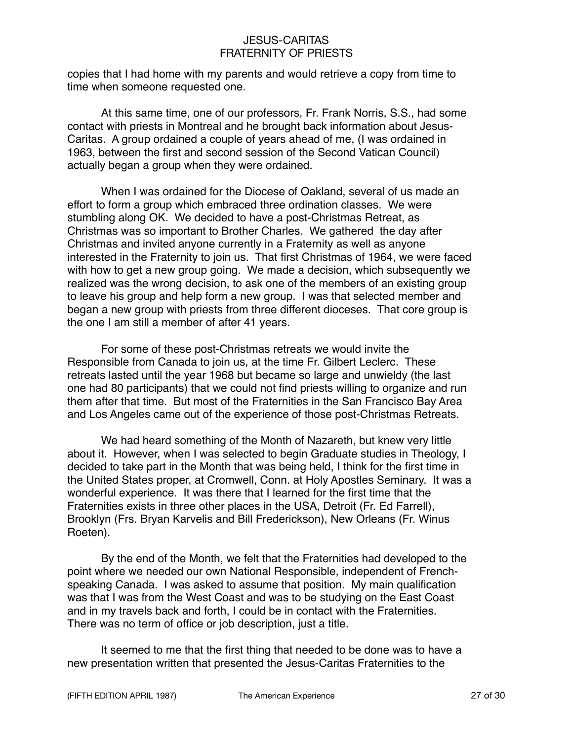copies that I had home with my parents and would retrieve a copy from time to time when someone requested one.

At this same time, one of our professors, Fr. Frank Norris, S.S., had some contact with priests in Montreal and he brought back information about Jesus-Caritas. A group ordained a couple of years ahead of me, (I was ordained in 1963, between the first and second session of the Second Vatican Council) actually began a group when they were ordained.

When I was ordained for the Diocese of Oakland, several of us made an effort to form a group which embraced three ordination classes. We were stumbling along OK. We decided to have a post-Christmas Retreat, as Christmas was so important to Brother Charles. We gathered the day after Christmas and invited anyone currently in a Fraternity as well as anyone interested in the Fraternity to join us. That first Christmas of 1964, we were faced with how to get a new group going. We made a decision, which subsequently we realized was the wrong decision, to ask one of the members of an existing group to leave his group and help form a new group. I was that selected member and began a new group with priests from three different dioceses. That core group is the one I am still a member of after 41 years.

For some of these post-Christmas retreats we would invite the Responsible from Canada to join us, at the time Fr. Gilbert Leclerc. These retreats lasted until the year 1968 but became so large and unwieldy (the last one had 80 participants) that we could not find priests willing to organize and run them after that time. But most of the Fraternities in the San Francisco Bay Area and Los Angeles came out of the experience of those post-Christmas Retreats.

We had heard something of the Month of Nazareth, but knew very little about it. However, when I was selected to begin Graduate studies in Theology, I decided to take part in the Month that was being held, I think for the first time in the United States proper, at Cromwell, Conn. at Holy Apostles Seminary. It was a wonderful experience. It was there that I learned for the first time that the Fraternities exists in three other places in the USA, Detroit (Fr. Ed Farrell), Brooklyn (Frs. Bryan Karvelis and Bill Frederickson), New Orleans (Fr. Winus Roeten).

By the end of the Month, we felt that the Fraternities had developed to the point where we needed our own National Responsible, independent of French-speaking Canada. I was asked to assume that position. My main qualification was that I was from the West Coast and was to be studying on the East Coast and in my travels back and forth, I could be in contact with the Fraternities. There was no term of office or job description, just a title.

It seemed to me that the first thing that needed to be done was to have a new presentation written that presented the Jesus-Caritas Fraternities to the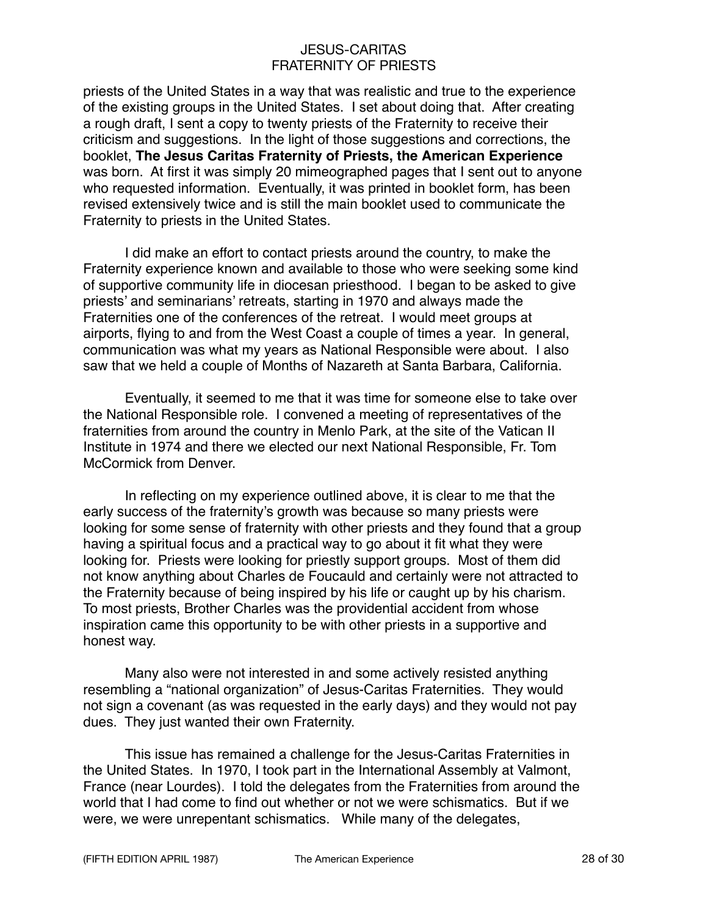priests of the United States in a way that was realistic and true to the experience of the existing groups in the United States. I set about doing that. After creating a rough draft, I sent a copy to twenty priests of the Fraternity to receive their criticism and suggestions. In the light of those suggestions and corrections, the booklet, **The Jesus Caritas Fraternity of Priests, the American Experience** was born. At first it was simply 20 mimeographed pages that I sent out to anyone who requested information. Eventually, it was printed in booklet form, has been revised extensively twice and is still the main booklet used to communicate the Fraternity to priests in the United States.

I did make an effort to contact priests around the country, to make the Fraternity experience known and available to those who were seeking some kind of supportive community life in diocesan priesthood. I began to be asked to give priests' and seminarians' retreats, starting in 1970 and always made the Fraternities one of the conferences of the retreat. I would meet groups at airports, flying to and from the West Coast a couple of times a year. In general, communication was what my years as National Responsible were about. I also saw that we held a couple of Months of Nazareth at Santa Barbara, California.

Eventually, it seemed to me that it was time for someone else to take over the National Responsible role. I convened a meeting of representatives of the fraternities from around the country in Menlo Park, at the site of the Vatican II Institute in 1974 and there we elected our next National Responsible, Fr. Tom McCormick from Denver.

In reflecting on my experience outlined above, it is clear to me that the early success of the fraternity's growth was because so many priests were looking for some sense of fraternity with other priests and they found that a group having a spiritual focus and a practical way to go about it fit what they were looking for. Priests were looking for priestly support groups. Most of them did not know anything about Charles de Foucauld and certainly were not attracted to the Fraternity because of being inspired by his life or caught up by his charism. To most priests, Brother Charles was the providential accident from whose inspiration came this opportunity to be with other priests in a supportive and honest way.

Many also were not interested in and some actively resisted anything resembling a "national organization" of Jesus-Caritas Fraternities. They would not sign a covenant (as was requested in the early days) and they would not pay dues. They just wanted their own Fraternity.

This issue has remained a challenge for the Jesus-Caritas Fraternities in the United States. In 1970, I took part in the International Assembly at Valmont, France (near Lourdes). I told the delegates from the Fraternities from around the world that I had come to find out whether or not we were schismatics. But if we were, we were unrepentant schismatics. While many of the delegates,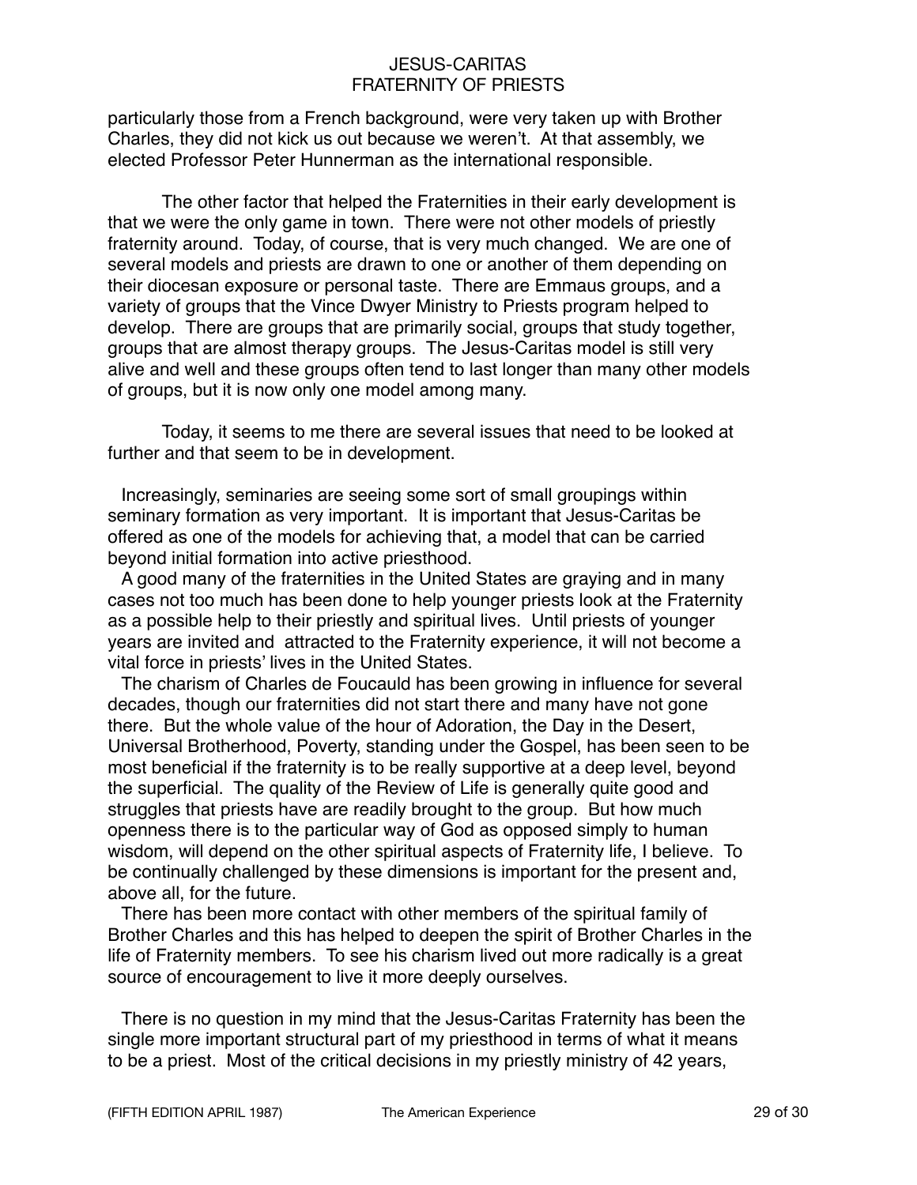particularly those from a French background, were very taken up with Brother Charles, they did not kick us out because we weren't. At that assembly, we elected Professor Peter Hunnerman as the international responsible.

The other factor that helped the Fraternities in their early development is that we were the only game in town. There were not other models of priestly fraternity around. Today, of course, that is very much changed. We are one of several models and priests are drawn to one or another of them depending on their diocesan exposure or personal taste. There are Emmaus groups, and a variety of groups that the Vince Dwyer Ministry to Priests program helped to develop. There are groups that are primarily social, groups that study together, groups that are almost therapy groups. The Jesus-Caritas model is still very alive and well and these groups often tend to last longer than many other models of groups, but it is now only one model among many.

Today, it seems to me there are several issues that need to be looked at further and that seem to be in development.

Increasingly, seminaries are seeing some sort of small groupings within seminary formation as very important. It is important that Jesus-Caritas be offered as one of the models for achieving that, a model that can be carried beyond initial formation into active priesthood.

A good many of the fraternities in the United States are graying and in many cases not too much has been done to help younger priests look at the Fraternity as a possible help to their priestly and spiritual lives. Until priests of younger years are invited and attracted to the Fraternity experience, it will not become a vital force in priests' lives in the United States.

The charism of Charles de Foucauld has been growing in influence for several decades, though our fraternities did not start there and many have not gone there. But the whole value of the hour of Adoration, the Day in the Desert, Universal Brotherhood, Poverty, standing under the Gospel, has been seen to be most beneficial if the fraternity is to be really supportive at a deep level, beyond the superficial. The quality of the Review of Life is generally quite good and struggles that priests have are readily brought to the group. But how much openness there is to the particular way of God as opposed simply to human wisdom, will depend on the other spiritual aspects of Fraternity life, I believe. To be continually challenged by these dimensions is important for the present and, above all, for the future.

There has been more contact with other members of the spiritual family of Brother Charles and this has helped to deepen the spirit of Brother Charles in the life of Fraternity members. To see his charism lived out more radically is a great source of encouragement to live it more deeply ourselves.

There is no question in my mind that the Jesus-Caritas Fraternity has been the single more important structural part of my priesthood in terms of what it means to be a priest. Most of the critical decisions in my priestly ministry of 42 years,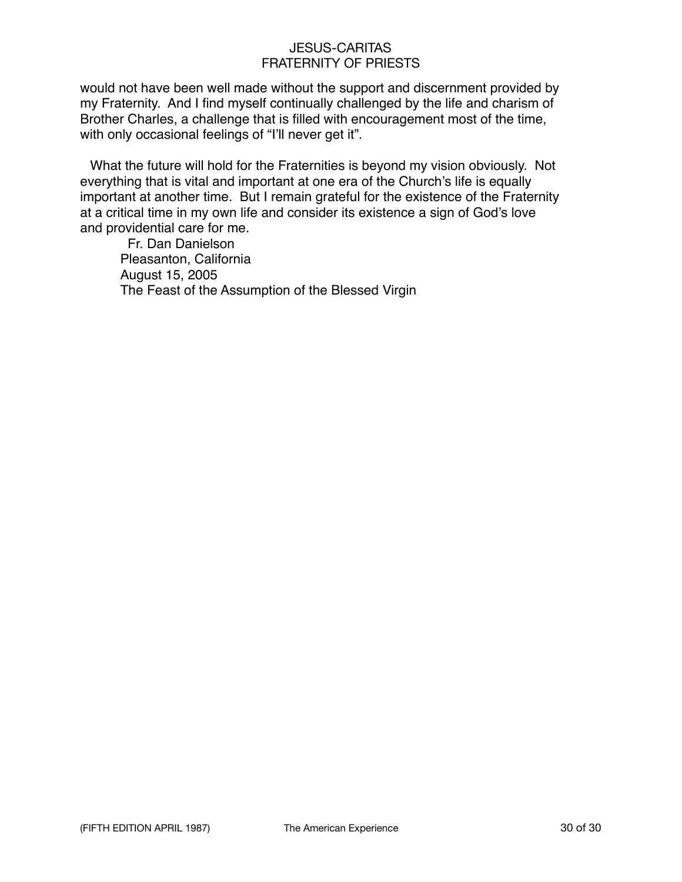would not have been well made without the support and discernment provided by my Fraternity. And I find myself continually challenged by the life and charism of Brother Charles, a challenge that is filled with encouragement most of the time, with only occasional feelings of "I'll never get it".

What the future will hold for the Fraternities is beyond my vision obviously. Not everything that is vital and important at one era of the Church's life is equally important at another time. But I remain grateful for the existence of the Fraternity at a critical time in my own life and consider its existence a sign of God's love and providential care for me.

Fr. Dan Danielson
Pleasanton, California
August 15, 2005
The Feast of the Assumption of the Blessed Virgin